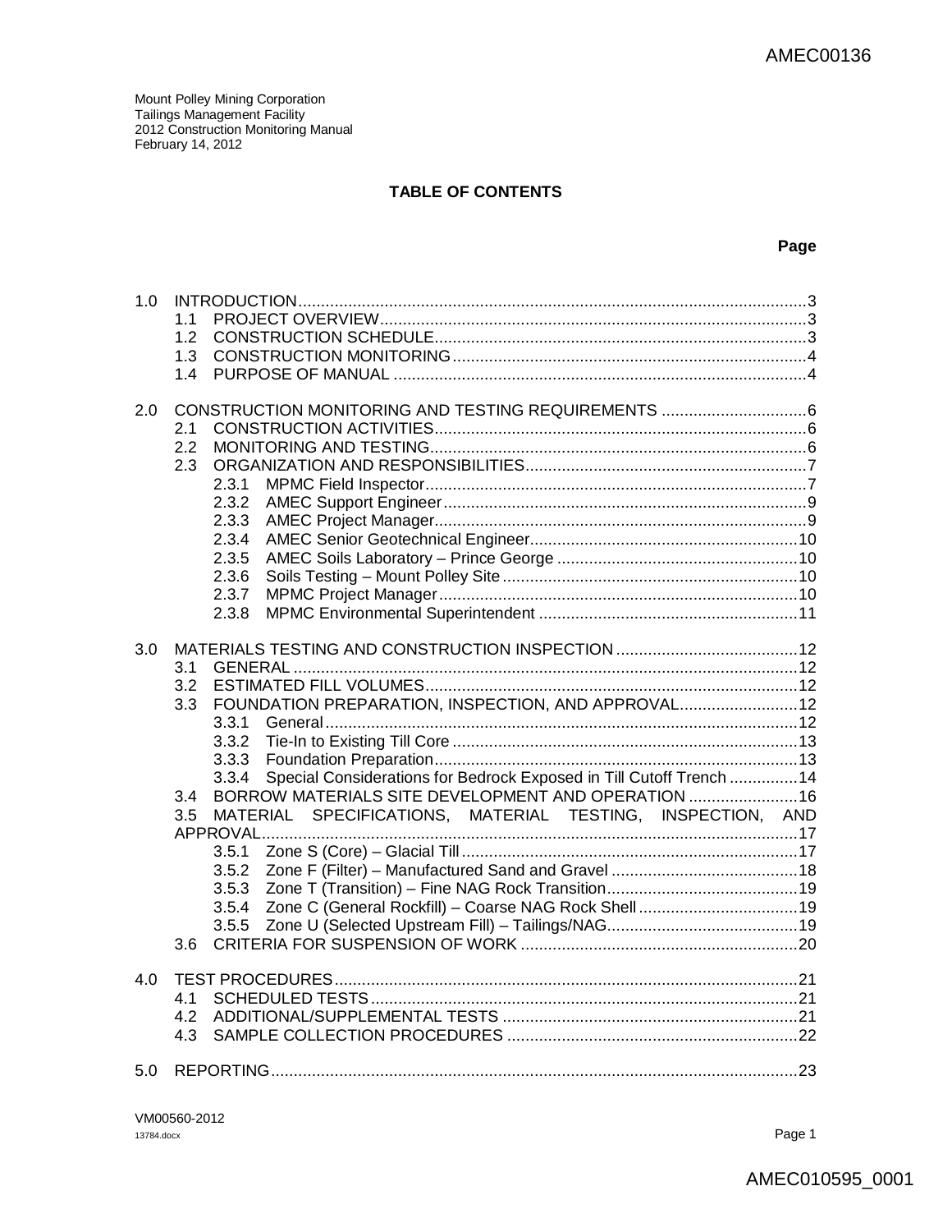Mount Polley Mining Corporation
Tailings Management Facility
2012 Construction Monitoring Manual
February 14, 2012

## TABLE OF CONTENTS

**Page**

- 1.0 INTRODUCTION.....3
  - 1.1 PROJECT OVERVIEW.....3
  - 1.2 CONSTRUCTION SCHEDULE.....3
  - 1.3 CONSTRUCTION MONITORING.....4
  - 1.4 PURPOSE OF MANUAL.....4
- 2.0 CONSTRUCTION MONITORING AND TESTING REQUIREMENTS.....6
  - 2.1 CONSTRUCTION ACTIVITIES.....6
  - 2.2 MONITORING AND TESTING.....6
  - 2.3 ORGANIZATION AND RESPONSIBILITIES.....7
    - 2.3.1 MPMC Field Inspector.....7
    - 2.3.2 AMEC Support Engineer.....9
    - 2.3.3 AMEC Project Manager.....9
    - 2.3.4 AMEC Senior Geotechnical Engineer.....10
    - 2.3.5 AMEC Soils Laboratory – Prince George.....10
    - 2.3.6 Soils Testing – Mount Polley Site.....10
    - 2.3.7 MPMC Project Manager.....10
    - 2.3.8 MPMC Environmental Superintendent.....11
- 3.0 MATERIALS TESTING AND CONSTRUCTION INSPECTION.....12
  - 3.1 GENERAL.....12
  - 3.2 ESTIMATED FILL VOLUMES.....12
  - 3.3 FOUNDATION PREPARATION, INSPECTION, AND APPROVAL.....12
    - 3.3.1 General.....12
    - 3.3.2 Tie-In to Existing Till Core.....13
    - 3.3.3 Foundation Preparation.....13
    - 3.3.4 Special Considerations for Bedrock Exposed in Till Cutoff Trench.....14
  - 3.4 BORROW MATERIALS SITE DEVELOPMENT AND OPERATION.....16
  - 3.5 MATERIAL SPECIFICATIONS, MATERIAL TESTING, INSPECTION, AND APPROVAL.....17
    - 3.5.1 Zone S (Core) – Glacial Till.....17
    - 3.5.2 Zone F (Filter) – Manufactured Sand and Gravel.....18
    - 3.5.3 Zone T (Transition) – Fine NAG Rock Transition.....19
    - 3.5.4 Zone C (General Rockfill) – Coarse NAG Rock Shell.....19
    - 3.5.5 Zone U (Selected Upstream Fill) – Tailings/NAG.....19
  - 3.6 CRITERIA FOR SUSPENSION OF WORK.....20
- 4.0 TEST PROCEDURES.....21
  - 4.1 SCHEDULED TESTS.....21
  - 4.2 ADDITIONAL/SUPPLEMENTAL TESTS.....21
  - 4.3 SAMPLE COLLECTION PROCEDURES.....22
- 5.0 REPORTING.....23

VM00560-2012
13784.docx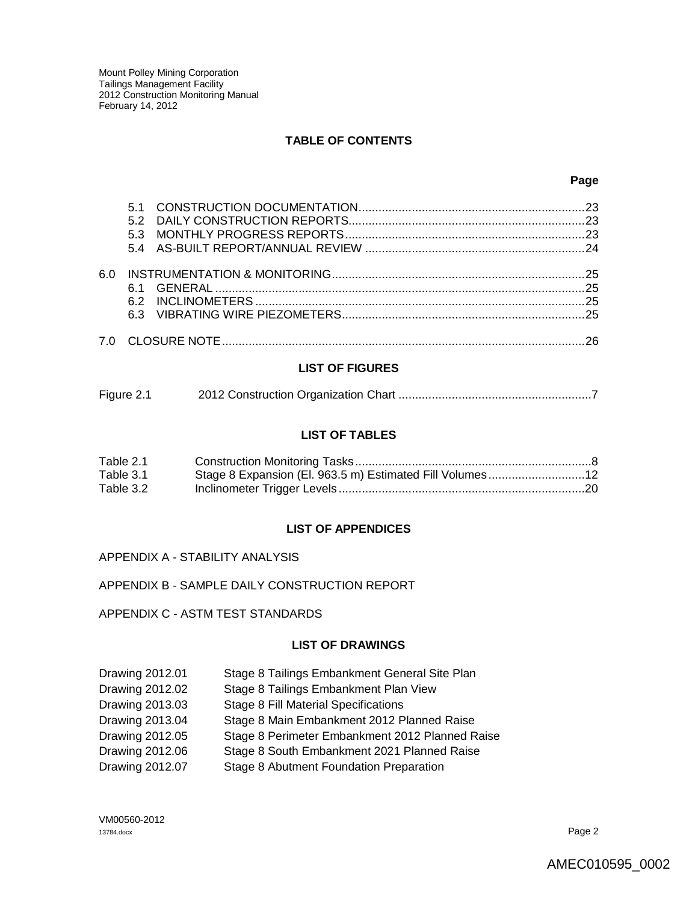## TABLE OF CONTENTS

**Page**

- 5.1 CONSTRUCTION DOCUMENTATION....23
- 5.2 DAILY CONSTRUCTION REPORTS....23
- 5.3 MONTHLY PROGRESS REPORTS....23
- 5.4 AS-BUILT REPORT/ANNUAL REVIEW....24

6.0 INSTRUMENTATION & MONITORING....25
- 6.1 GENERAL....25
- 6.2 INCLINOMETERS....25
- 6.3 VIBRATING WIRE PIEZOMETERS....25

7.0 CLOSURE NOTE....26

### LIST OF FIGURES

| | | |
|---|---|---|
| Figure 2.1 | 2012 Construction Organization Chart | 7 |

### LIST OF TABLES

| | | |
|---|---|---|
| Table 2.1 | Construction Monitoring Tasks | 8 |
| Table 3.1 | Stage 8 Expansion (El. 963.5 m) Estimated Fill Volumes | 12 |
| Table 3.2 | Inclinometer Trigger Levels | 20 |

### LIST OF APPENDICES

APPENDIX A - STABILITY ANALYSIS

APPENDIX B - SAMPLE DAILY CONSTRUCTION REPORT

APPENDIX C - ASTM TEST STANDARDS

### LIST OF DRAWINGS

| | |
|---|---|
| Drawing 2012.01 | Stage 8 Tailings Embankment General Site Plan |
| Drawing 2012.02 | Stage 8 Tailings Embankment Plan View |
| Drawing 2013.03 | Stage 8 Fill Material Specifications |
| Drawing 2013.04 | Stage 8 Main Embankment 2012 Planned Raise |
| Drawing 2012.05 | Stage 8 Perimeter Embankment 2012 Planned Raise |
| Drawing 2012.06 | Stage 8 South Embankment 2021 Planned Raise |
| Drawing 2012.07 | Stage 8 Abutment Foundation Preparation |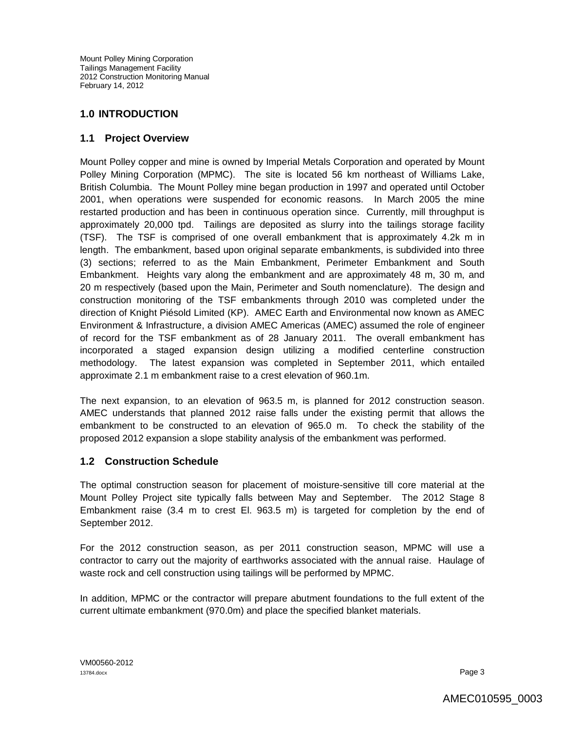# 1.0 INTRODUCTION

## 1.1 Project Overview

Mount Polley copper and mine is owned by Imperial Metals Corporation and operated by Mount Polley Mining Corporation (MPMC). The site is located 56 km northeast of Williams Lake, British Columbia. The Mount Polley mine began production in 1997 and operated until October 2001, when operations were suspended for economic reasons. In March 2005 the mine restarted production and has been in continuous operation since. Currently, mill throughput is approximately 20,000 tpd. Tailings are deposited as slurry into the tailings storage facility (TSF). The TSF is comprised of one overall embankment that is approximately 4.2k m in length. The embankment, based upon original separate embankments, is subdivided into three (3) sections; referred to as the Main Embankment, Perimeter Embankment and South Embankment. Heights vary along the embankment and are approximately 48 m, 30 m, and 20 m respectively (based upon the Main, Perimeter and South nomenclature). The design and construction monitoring of the TSF embankments through 2010 was completed under the direction of Knight Piésold Limited (KP). AMEC Earth and Environmental now known as AMEC Environment & Infrastructure, a division AMEC Americas (AMEC) assumed the role of engineer of record for the TSF embankment as of 28 January 2011. The overall embankment has incorporated a staged expansion design utilizing a modified centerline construction methodology. The latest expansion was completed in September 2011, which entailed approximate 2.1 m embankment raise to a crest elevation of 960.1m.

The next expansion, to an elevation of 963.5 m, is planned for 2012 construction season. AMEC understands that planned 2012 raise falls under the existing permit that allows the embankment to be constructed to an elevation of 965.0 m. To check the stability of the proposed 2012 expansion a slope stability analysis of the embankment was performed.

## 1.2 Construction Schedule

The optimal construction season for placement of moisture-sensitive till core material at the Mount Polley Project site typically falls between May and September. The 2012 Stage 8 Embankment raise (3.4 m to crest El. 963.5 m) is targeted for completion by the end of September 2012.

For the 2012 construction season, as per 2011 construction season, MPMC will use a contractor to carry out the majority of earthworks associated with the annual raise. Haulage of waste rock and cell construction using tailings will be performed by MPMC.

In addition, MPMC or the contractor will prepare abutment foundations to the full extent of the current ultimate embankment (970.0m) and place the specified blanket materials.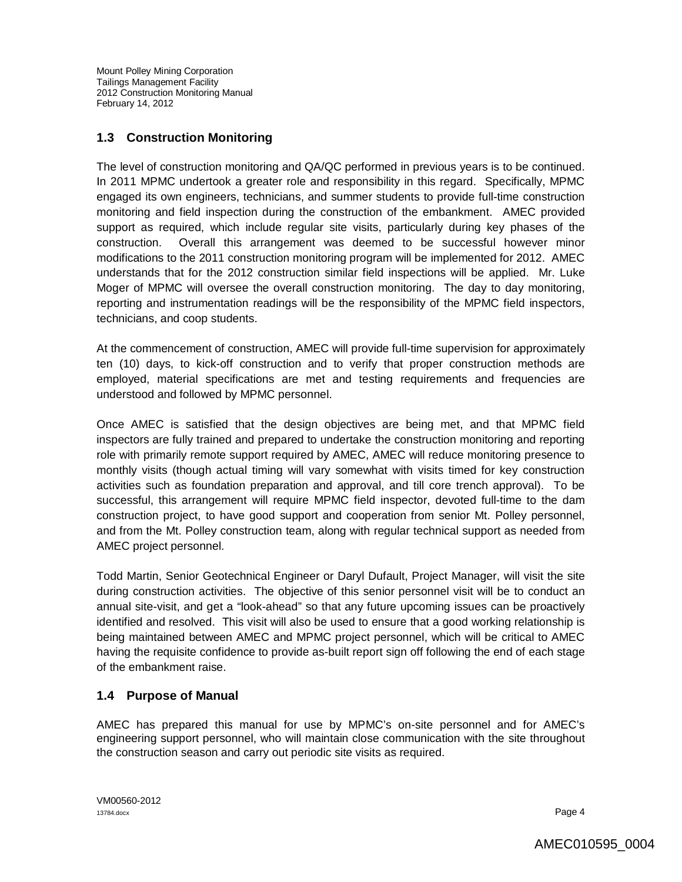## 1.3 Construction Monitoring

The level of construction monitoring and QA/QC performed in previous years is to be continued. In 2011 MPMC undertook a greater role and responsibility in this regard. Specifically, MPMC engaged its own engineers, technicians, and summer students to provide full-time construction monitoring and field inspection during the construction of the embankment. AMEC provided support as required, which include regular site visits, particularly during key phases of the construction. Overall this arrangement was deemed to be successful however minor modifications to the 2011 construction monitoring program will be implemented for 2012. AMEC understands that for the 2012 construction similar field inspections will be applied. Mr. Luke Moger of MPMC will oversee the overall construction monitoring. The day to day monitoring, reporting and instrumentation readings will be the responsibility of the MPMC field inspectors, technicians, and coop students.

At the commencement of construction, AMEC will provide full-time supervision for approximately ten (10) days, to kick-off construction and to verify that proper construction methods are employed, material specifications are met and testing requirements and frequencies are understood and followed by MPMC personnel.

Once AMEC is satisfied that the design objectives are being met, and that MPMC field inspectors are fully trained and prepared to undertake the construction monitoring and reporting role with primarily remote support required by AMEC, AMEC will reduce monitoring presence to monthly visits (though actual timing will vary somewhat with visits timed for key construction activities such as foundation preparation and approval, and till core trench approval). To be successful, this arrangement will require MPMC field inspector, devoted full-time to the dam construction project, to have good support and cooperation from senior Mt. Polley personnel, and from the Mt. Polley construction team, along with regular technical support as needed from AMEC project personnel.

Todd Martin, Senior Geotechnical Engineer or Daryl Dufault, Project Manager, will visit the site during construction activities. The objective of this senior personnel visit will be to conduct an annual site-visit, and get a "look-ahead" so that any future upcoming issues can be proactively identified and resolved. This visit will also be used to ensure that a good working relationship is being maintained between AMEC and MPMC project personnel, which will be critical to AMEC having the requisite confidence to provide as-built report sign off following the end of each stage of the embankment raise.

## 1.4 Purpose of Manual

AMEC has prepared this manual for use by MPMC's on-site personnel and for AMEC's engineering support personnel, who will maintain close communication with the site throughout the construction season and carry out periodic site visits as required.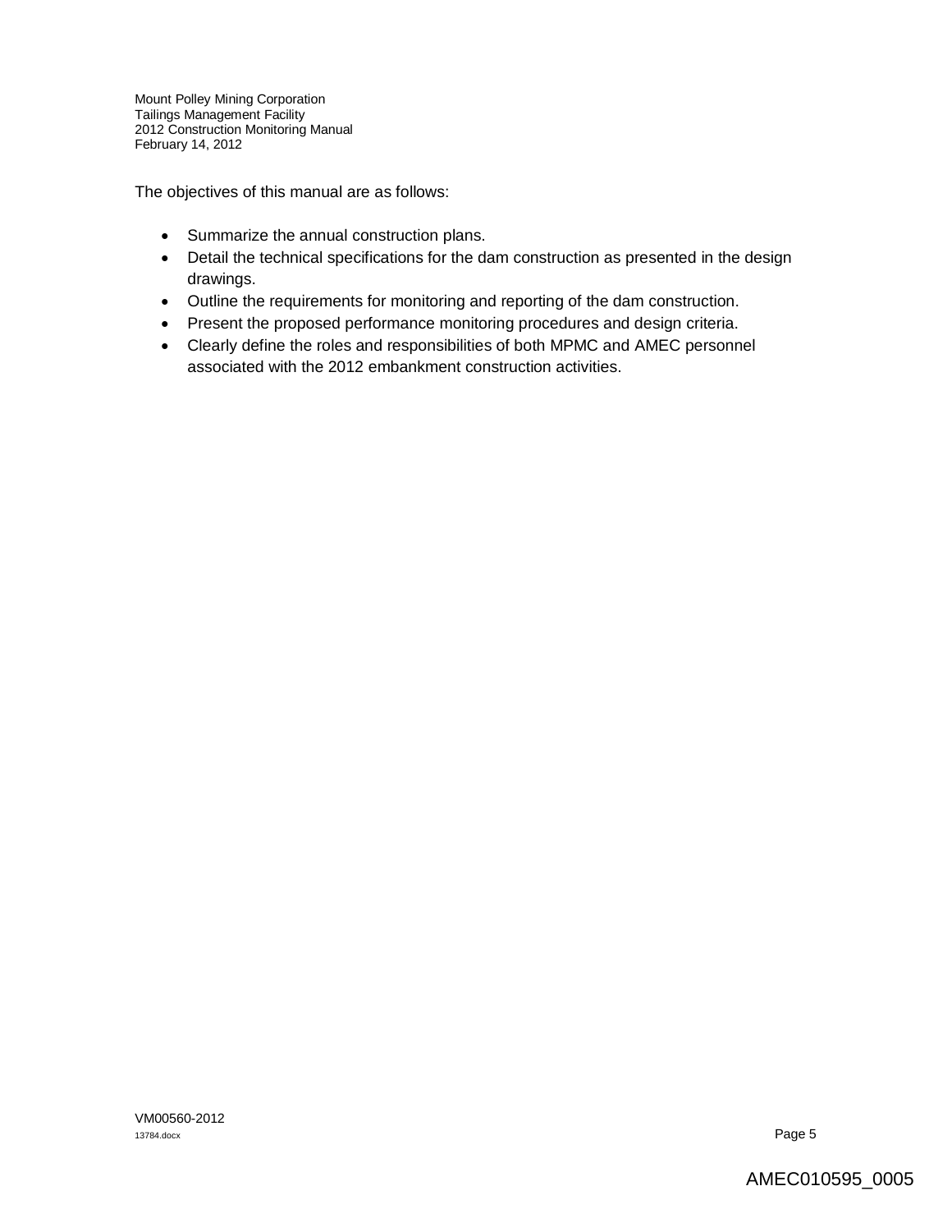The objectives of this manual are as follows:

- Summarize the annual construction plans.
- Detail the technical specifications for the dam construction as presented in the design drawings.
- Outline the requirements for monitoring and reporting of the dam construction.
- Present the proposed performance monitoring procedures and design criteria.
- Clearly define the roles and responsibilities of both MPMC and AMEC personnel associated with the 2012 embankment construction activities.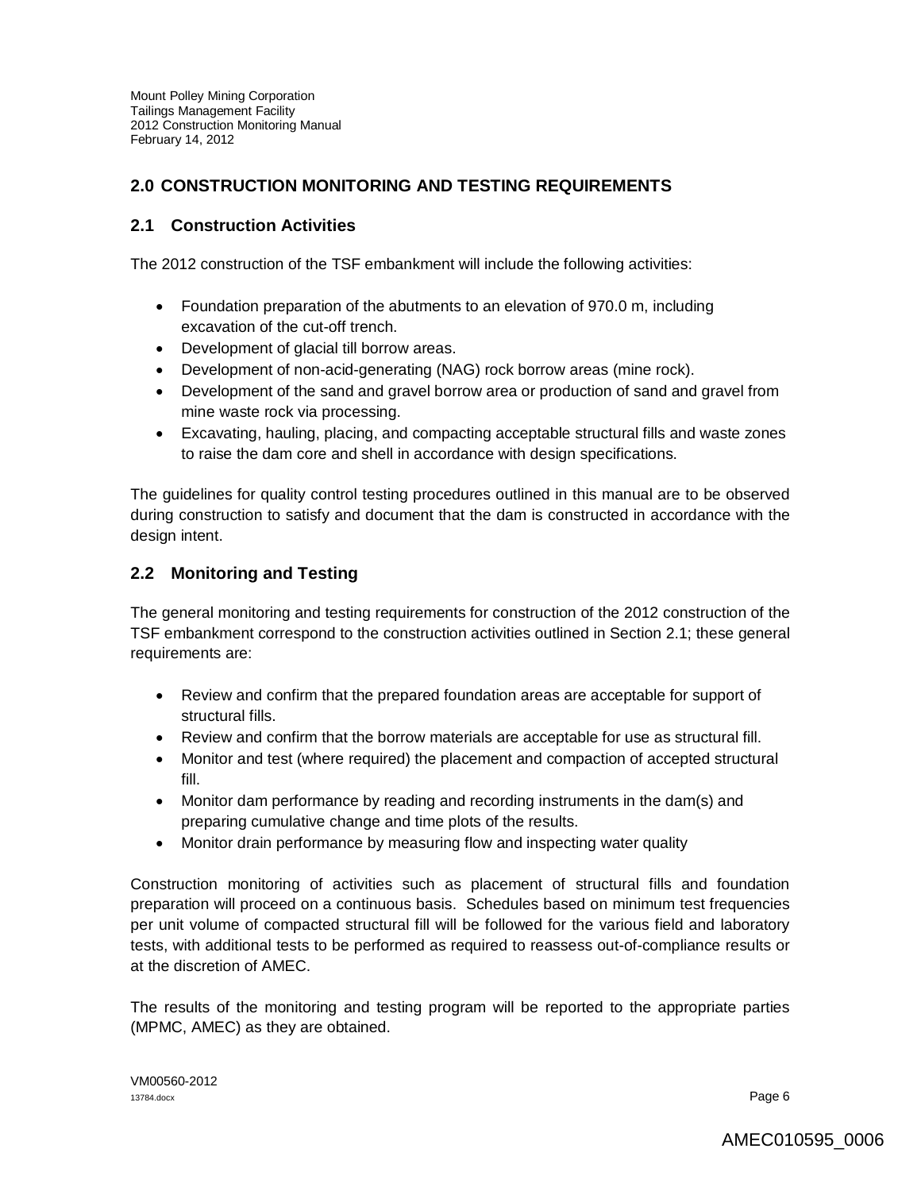## 2.0 CONSTRUCTION MONITORING AND TESTING REQUIREMENTS

### 2.1 Construction Activities

The 2012 construction of the TSF embankment will include the following activities:

- Foundation preparation of the abutments to an elevation of 970.0 m, including excavation of the cut-off trench.
- Development of glacial till borrow areas.
- Development of non-acid-generating (NAG) rock borrow areas (mine rock).
- Development of the sand and gravel borrow area or production of sand and gravel from mine waste rock via processing.
- Excavating, hauling, placing, and compacting acceptable structural fills and waste zones to raise the dam core and shell in accordance with design specifications.

The guidelines for quality control testing procedures outlined in this manual are to be observed during construction to satisfy and document that the dam is constructed in accordance with the design intent.

### 2.2 Monitoring and Testing

The general monitoring and testing requirements for construction of the 2012 construction of the TSF embankment correspond to the construction activities outlined in Section 2.1; these general requirements are:

- Review and confirm that the prepared foundation areas are acceptable for support of structural fills.
- Review and confirm that the borrow materials are acceptable for use as structural fill.
- Monitor and test (where required) the placement and compaction of accepted structural fill.
- Monitor dam performance by reading and recording instruments in the dam(s) and preparing cumulative change and time plots of the results.
- Monitor drain performance by measuring flow and inspecting water quality

Construction monitoring of activities such as placement of structural fills and foundation preparation will proceed on a continuous basis. Schedules based on minimum test frequencies per unit volume of compacted structural fill will be followed for the various field and laboratory tests, with additional tests to be performed as required to reassess out-of-compliance results or at the discretion of AMEC.

The results of the monitoring and testing program will be reported to the appropriate parties (MPMC, AMEC) as they are obtained.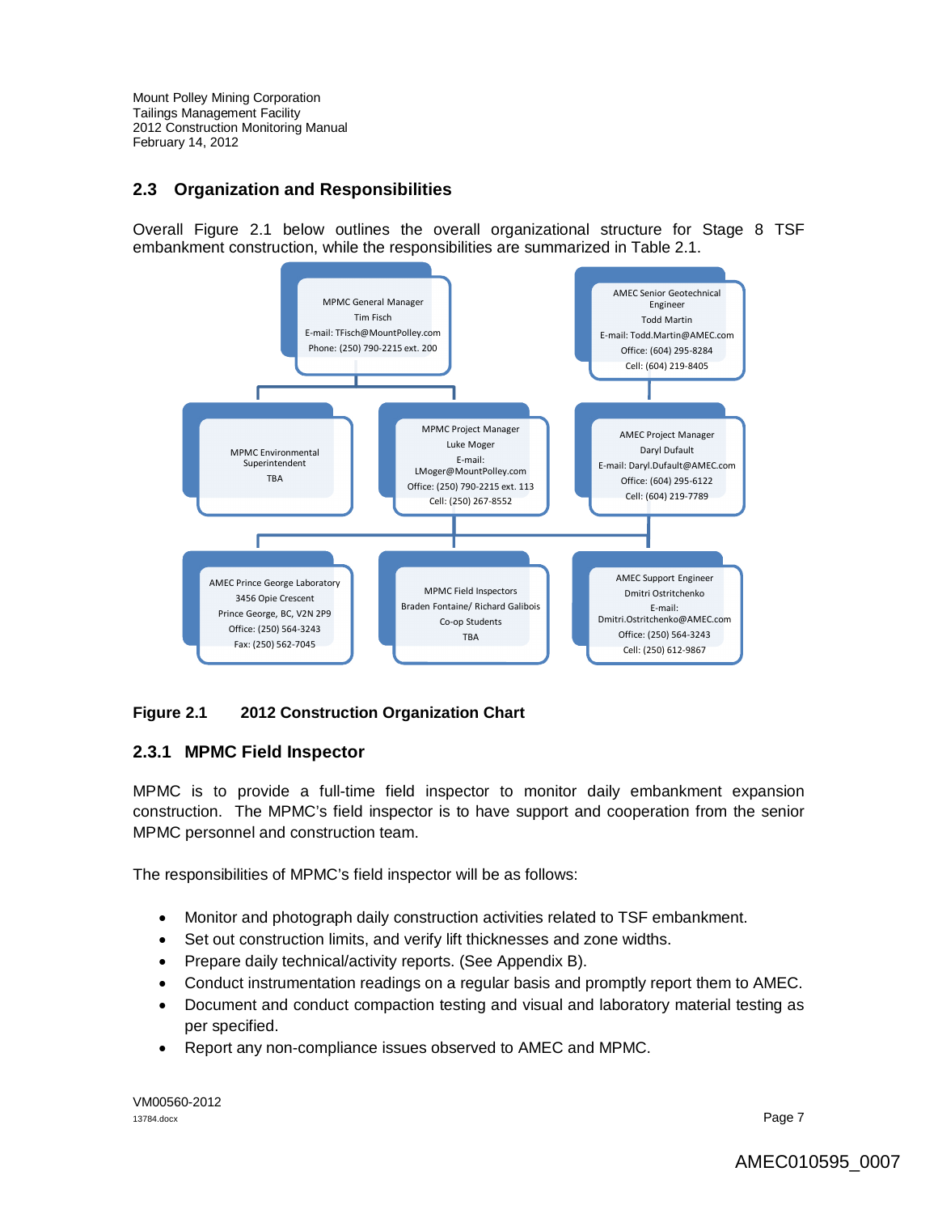## 2.3 Organization and Responsibilities

Overall Figure 2.1 below outlines the overall organizational structure for Stage 8 TSF embankment construction, while the responsibilities are summarized in Table 2.1.

MPMC General Manager
Tim Fisch
E-mail: TFisch@MountPolley.com
Phone: (250) 790-2215 ext. 200

AMEC Senior Geotechnical Engineer
Todd Martin
E-mail: Todd.Martin@AMEC.com
Office: (604) 295-8284
Cell: (604) 219-8405

MPMC Environmental Superintendent
TBA

MPMC Project Manager
Luke Moger
E-mail: LMoger@MountPolley.com
Office: (250) 790-2215 ext. 113
Cell: (250) 267-8552

AMEC Project Manager
Daryl Dufault
E-mail: Daryl.Dufault@AMEC.com
Office: (604) 295-6122
Cell: (604) 219-7789

AMEC Prince George Laboratory
3456 Opie Crescent
Prince George, BC, V2N 2P9
Office: (250) 564-3243
Fax: (250) 562-7045

MPMC Field Inspectors
Braden Fontaine/ Richard Galibois
Co-op Students
TBA

AMEC Support Engineer
Dmitri Ostritchenko
E-mail: Dmitri.Ostritchenko@AMEC.com
Office: (250) 564-3243
Cell: (250) 612-9867

**Figure 2.1 2012 Construction Organization Chart**

### 2.3.1 MPMC Field Inspector

MPMC is to provide a full-time field inspector to monitor daily embankment expansion construction. The MPMC's field inspector is to have support and cooperation from the senior MPMC personnel and construction team.

The responsibilities of MPMC's field inspector will be as follows:

- Monitor and photograph daily construction activities related to TSF embankment.
- Set out construction limits, and verify lift thicknesses and zone widths.
- Prepare daily technical/activity reports. (See Appendix B).
- Conduct instrumentation readings on a regular basis and promptly report them to AMEC.
- Document and conduct compaction testing and visual and laboratory material testing as per specified.
- Report any non-compliance issues observed to AMEC and MPMC.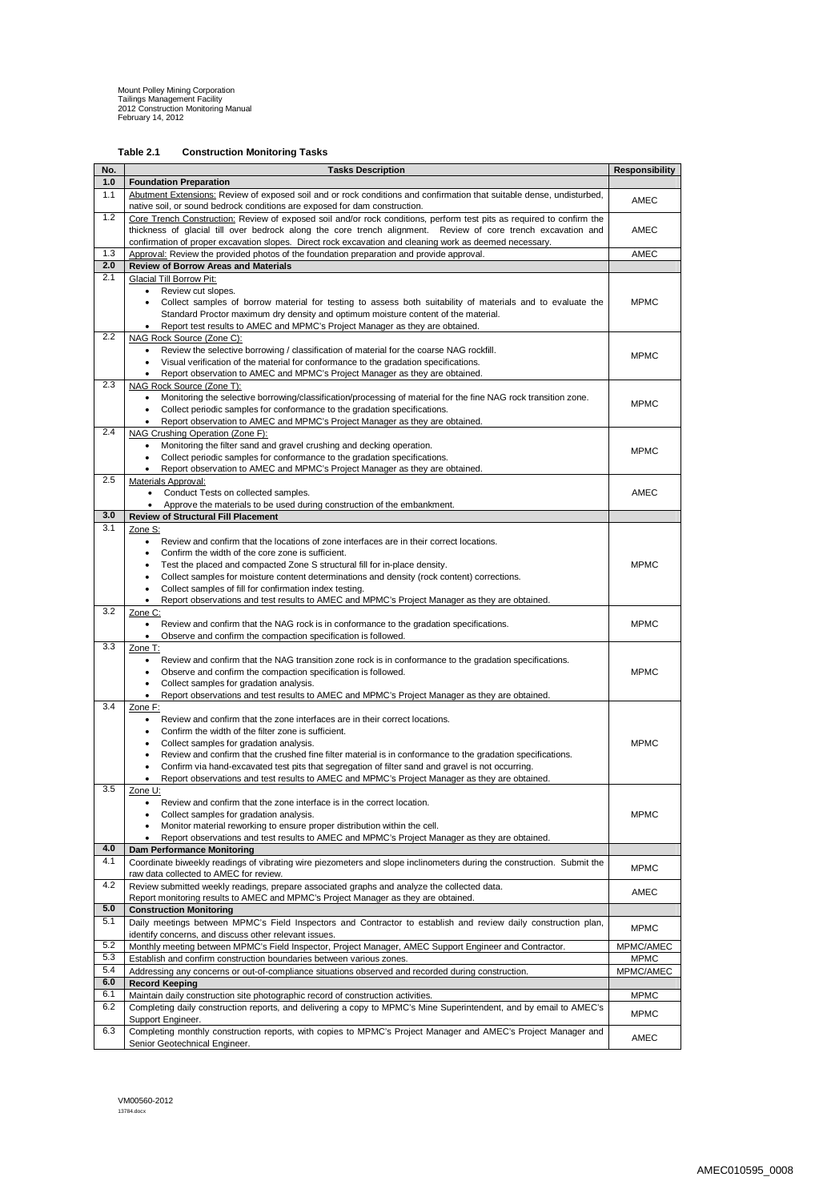**Table 2.1 Construction Monitoring Tasks**

| No. | Tasks Description | Responsibility |
|---|---|---|
| **1.0** | **Foundation Preparation** | |
| 1.1 | Abutment Extensions: Review of exposed soil and or rock conditions and confirmation that suitable dense, undisturbed, native soil, or sound bedrock conditions are exposed for dam construction. | AMEC |
| 1.2 | Core Trench Construction: Review of exposed soil and/or rock conditions, perform test pits as required to confirm the thickness of glacial till over bedrock along the core trench alignment. Review of core trench excavation and confirmation of proper excavation slopes. Direct rock excavation and cleaning work as deemed necessary. | AMEC |
| 1.3 | Approval: Review the provided photos of the foundation preparation and provide approval. | AMEC |
| **2.0** | **Review of Borrow Areas and Materials** | |
| 2.1 | Glacial Till Borrow Pit: <br>• Review cut slopes. <br>• Collect samples of borrow material for testing to assess both suitability of materials and to evaluate the Standard Proctor maximum dry density and optimum moisture content of the material. <br>• Report test results to AMEC and MPMC's Project Manager as they are obtained. | MPMC |
| 2.2 | NAG Rock Source (Zone C): <br>• Review the selective borrowing / classification of material for the coarse NAG rockfill. <br>• Visual verification of the material for conformance to the gradation specifications. <br>• Report observation to AMEC and MPMC's Project Manager as they are obtained. | MPMC |
| 2.3 | NAG Rock Source (Zone T): <br>• Monitoring the selective borrowing/classification/processing of material for the fine NAG rock transition zone. <br>• Collect periodic samples for conformance to the gradation specifications. <br>• Report observation to AMEC and MPMC's Project Manager as they are obtained. | MPMC |
| 2.4 | NAG Crushing Operation (Zone F): <br>• Monitoring the filter sand and gravel crushing and decking operation. <br>• Collect periodic samples for conformance to the gradation specifications. <br>• Report observation to AMEC and MPMC's Project Manager as they are obtained. | MPMC |
| 2.5 | Materials Approval: <br>• Conduct Tests on collected samples. <br>• Approve the materials to be used during construction of the embankment. | AMEC |
| **3.0** | **Review of Structural Fill Placement** | |
| 3.1 | Zone S: <br>• Review and confirm that the locations of zone interfaces are in their correct locations. <br>• Confirm the width of the core zone is sufficient. <br>• Test the placed and compacted Zone S structural fill for in-place density. <br>• Collect samples for moisture content determinations and density (rock content) corrections. <br>• Collect samples of fill for confirmation index testing. <br>• Report observations and test results to AMEC and MPMC's Project Manager as they are obtained. | MPMC |
| 3.2 | Zone C: <br>• Review and confirm that the NAG rock is in conformance to the gradation specifications. <br>• Observe and confirm the compaction specification is followed. | MPMC |
| 3.3 | Zone T: <br>• Review and confirm that the NAG transition zone rock is in conformance to the gradation specifications. <br>• Observe and confirm the compaction specification is followed. <br>• Collect samples for gradation analysis. <br>• Report observations and test results to AMEC and MPMC's Project Manager as they are obtained. | MPMC |
| 3.4 | Zone F: <br>• Review and confirm that the zone interfaces are in their correct locations. <br>• Confirm the width of the filter zone is sufficient. <br>• Collect samples for gradation analysis. <br>• Review and confirm that the crushed fine filter material is in conformance to the gradation specifications. <br>• Confirm via hand-excavated test pits that segregation of filter sand and gravel is not occurring. <br>• Report observations and test results to AMEC and MPMC's Project Manager as they are obtained. | MPMC |
| 3.5 | Zone U: <br>• Review and confirm that the zone interface is in the correct location. <br>• Collect samples for gradation analysis. <br>• Monitor material reworking to ensure proper distribution within the cell. <br>• Report observations and test results to AMEC and MPMC's Project Manager as they are obtained. | MPMC |
| **4.0** | **Dam Performance Monitoring** | |
| 4.1 | Coordinate biweekly readings of vibrating wire piezometers and slope inclinometers during the construction. Submit the raw data collected to AMEC for review. | MPMC |
| 4.2 | Review submitted weekly readings, prepare associated graphs and analyze the collected data. Report monitoring results to AMEC and MPMC's Project Manager as they are obtained. | AMEC |
| **5.0** | **Construction Monitoring** | |
| 5.1 | Daily meetings between MPMC's Field Inspectors and Contractor to establish and review daily construction plan, identify concerns, and discuss other relevant issues. | MPMC |
| 5.2 | Monthly meeting between MPMC's Field Inspector, Project Manager, AMEC Support Engineer and Contractor. | MPMC/AMEC |
| 5.3 | Establish and confirm construction boundaries between various zones. | MPMC |
| 5.4 | Addressing any concerns or out-of-compliance situations observed and recorded during construction. | MPMC/AMEC |
| **6.0** | **Record Keeping** | |
| 6.1 | Maintain daily construction site photographic record of construction activities. | MPMC |
| 6.2 | Completing daily construction reports, and delivering a copy to MPMC's Mine Superintendent, and by email to AMEC's Support Engineer. | MPMC |
| 6.3 | Completing monthly construction reports, with copies to MPMC's Project Manager and AMEC's Project Manager and Senior Geotechnical Engineer. | AMEC |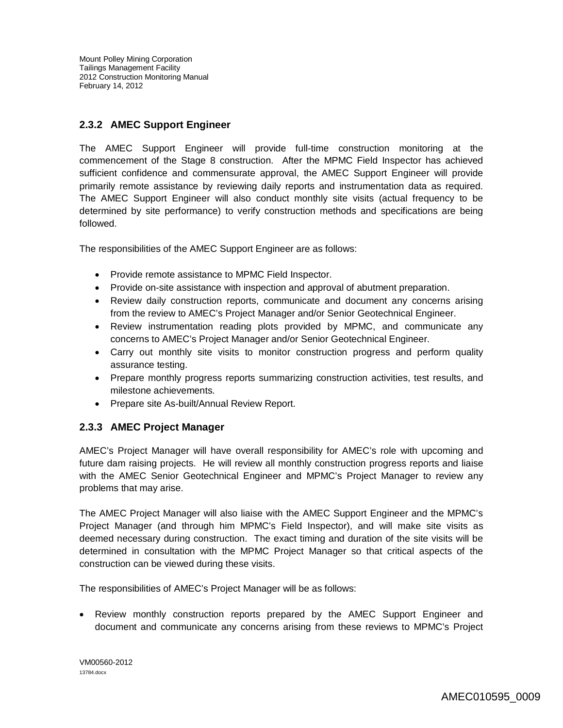### 2.3.2 AMEC Support Engineer

The AMEC Support Engineer will provide full-time construction monitoring at the commencement of the Stage 8 construction. After the MPMC Field Inspector has achieved sufficient confidence and commensurate approval, the AMEC Support Engineer will provide primarily remote assistance by reviewing daily reports and instrumentation data as required. The AMEC Support Engineer will also conduct monthly site visits (actual frequency to be determined by site performance) to verify construction methods and specifications are being followed.

The responsibilities of the AMEC Support Engineer are as follows:

- Provide remote assistance to MPMC Field Inspector.
- Provide on-site assistance with inspection and approval of abutment preparation.
- Review daily construction reports, communicate and document any concerns arising from the review to AMEC's Project Manager and/or Senior Geotechnical Engineer.
- Review instrumentation reading plots provided by MPMC, and communicate any concerns to AMEC's Project Manager and/or Senior Geotechnical Engineer.
- Carry out monthly site visits to monitor construction progress and perform quality assurance testing.
- Prepare monthly progress reports summarizing construction activities, test results, and milestone achievements.
- Prepare site As-built/Annual Review Report.

### 2.3.3 AMEC Project Manager

AMEC's Project Manager will have overall responsibility for AMEC's role with upcoming and future dam raising projects. He will review all monthly construction progress reports and liaise with the AMEC Senior Geotechnical Engineer and MPMC's Project Manager to review any problems that may arise.

The AMEC Project Manager will also liaise with the AMEC Support Engineer and the MPMC's Project Manager (and through him MPMC's Field Inspector), and will make site visits as deemed necessary during construction. The exact timing and duration of the site visits will be determined in consultation with the MPMC Project Manager so that critical aspects of the construction can be viewed during these visits.

The responsibilities of AMEC's Project Manager will be as follows:

- Review monthly construction reports prepared by the AMEC Support Engineer and document and communicate any concerns arising from these reviews to MPMC's Project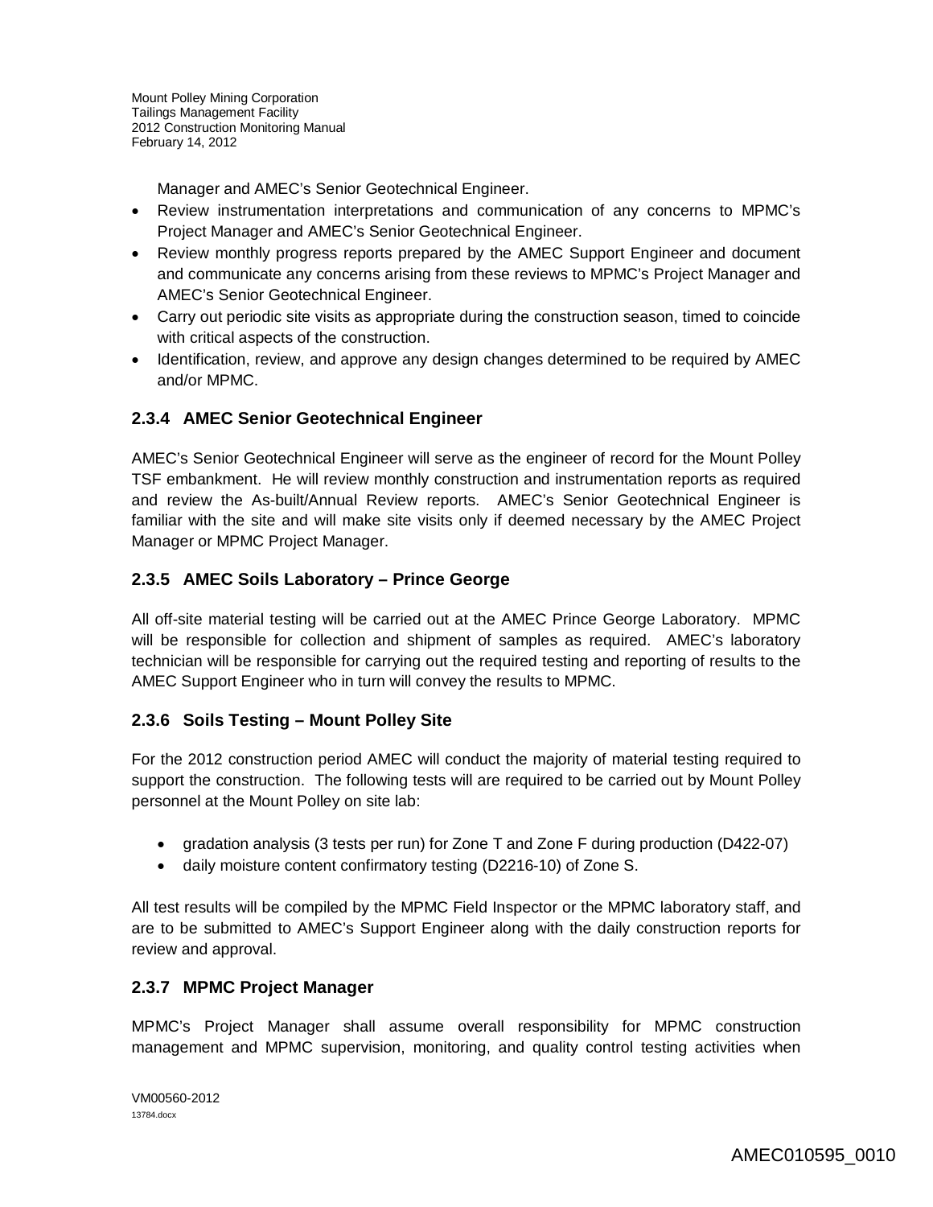Manager and AMEC's Senior Geotechnical Engineer.

- Review instrumentation interpretations and communication of any concerns to MPMC's Project Manager and AMEC's Senior Geotechnical Engineer.
- Review monthly progress reports prepared by the AMEC Support Engineer and document and communicate any concerns arising from these reviews to MPMC's Project Manager and AMEC's Senior Geotechnical Engineer.
- Carry out periodic site visits as appropriate during the construction season, timed to coincide with critical aspects of the construction.
- Identification, review, and approve any design changes determined to be required by AMEC and/or MPMC.

### 2.3.4 AMEC Senior Geotechnical Engineer

AMEC's Senior Geotechnical Engineer will serve as the engineer of record for the Mount Polley TSF embankment. He will review monthly construction and instrumentation reports as required and review the As-built/Annual Review reports. AMEC's Senior Geotechnical Engineer is familiar with the site and will make site visits only if deemed necessary by the AMEC Project Manager or MPMC Project Manager.

### 2.3.5 AMEC Soils Laboratory – Prince George

All off-site material testing will be carried out at the AMEC Prince George Laboratory. MPMC will be responsible for collection and shipment of samples as required. AMEC's laboratory technician will be responsible for carrying out the required testing and reporting of results to the AMEC Support Engineer who in turn will convey the results to MPMC.

### 2.3.6 Soils Testing – Mount Polley Site

For the 2012 construction period AMEC will conduct the majority of material testing required to support the construction. The following tests will are required to be carried out by Mount Polley personnel at the Mount Polley on site lab:

- gradation analysis (3 tests per run) for Zone T and Zone F during production (D422-07)
- daily moisture content confirmatory testing (D2216-10) of Zone S.

All test results will be compiled by the MPMC Field Inspector or the MPMC laboratory staff, and are to be submitted to AMEC's Support Engineer along with the daily construction reports for review and approval.

### 2.3.7 MPMC Project Manager

MPMC's Project Manager shall assume overall responsibility for MPMC construction management and MPMC supervision, monitoring, and quality control testing activities when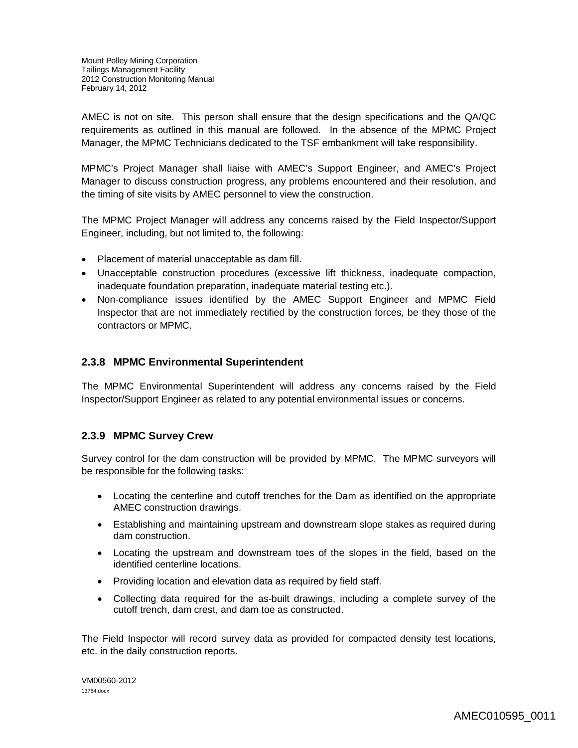AMEC is not on site. This person shall ensure that the design specifications and the QA/QC requirements as outlined in this manual are followed. In the absence of the MPMC Project Manager, the MPMC Technicians dedicated to the TSF embankment will take responsibility.

MPMC's Project Manager shall liaise with AMEC's Support Engineer, and AMEC's Project Manager to discuss construction progress, any problems encountered and their resolution, and the timing of site visits by AMEC personnel to view the construction.

The MPMC Project Manager will address any concerns raised by the Field Inspector/Support Engineer, including, but not limited to, the following:

- Placement of material unacceptable as dam fill.
- Unacceptable construction procedures (excessive lift thickness, inadequate compaction, inadequate foundation preparation, inadequate material testing etc.).
- Non-compliance issues identified by the AMEC Support Engineer and MPMC Field Inspector that are not immediately rectified by the construction forces, be they those of the contractors or MPMC.

### 2.3.8 MPMC Environmental Superintendent

The MPMC Environmental Superintendent will address any concerns raised by the Field Inspector/Support Engineer as related to any potential environmental issues or concerns.

### 2.3.9 MPMC Survey Crew

Survey control for the dam construction will be provided by MPMC. The MPMC surveyors will be responsible for the following tasks:

- Locating the centerline and cutoff trenches for the Dam as identified on the appropriate AMEC construction drawings.
- Establishing and maintaining upstream and downstream slope stakes as required during dam construction.
- Locating the upstream and downstream toes of the slopes in the field, based on the identified centerline locations.
- Providing location and elevation data as required by field staff.
- Collecting data required for the as-built drawings, including a complete survey of the cutoff trench, dam crest, and dam toe as constructed.

The Field Inspector will record survey data as provided for compacted density test locations, etc. in the daily construction reports.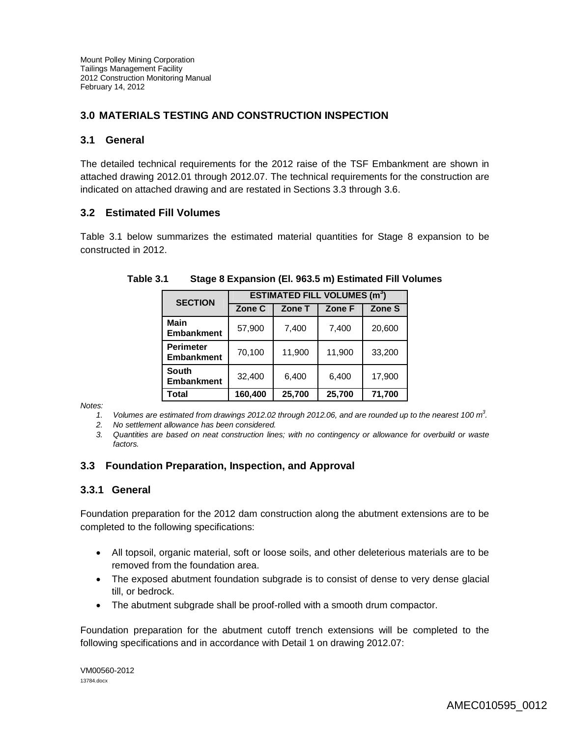## 3.0 MATERIALS TESTING AND CONSTRUCTION INSPECTION

### 3.1 General

The detailed technical requirements for the 2012 raise of the TSF Embankment are shown in attached drawing 2012.01 through 2012.07. The technical requirements for the construction are indicated on attached drawing and are restated in Sections 3.3 through 3.6.

### 3.2 Estimated Fill Volumes

Table 3.1 below summarizes the estimated material quantities for Stage 8 expansion to be constructed in 2012.

**Table 3.1 Stage 8 Expansion (El. 963.5 m) Estimated Fill Volumes**

| SECTION | ESTIMATED FILL VOLUMES ($m^3$) | | | |
|---|---|---|---|---|
| | Zone C | Zone T | Zone F | Zone S |
| **Main Embankment** | 57,900 | 7,400 | 7,400 | 20,600 |
| **Perimeter Embankment** | 70,100 | 11,900 | 11,900 | 33,200 |
| **South Embankment** | 32,400 | 6,400 | 6,400 | 17,900 |
| **Total** | **160,400** | **25,700** | **25,700** | **71,700** |

*Notes:*

1. *Volumes are estimated from drawings 2012.02 through 2012.06, and are rounded up to the nearest 100 $m^3$.*
2. *No settlement allowance has been considered.*
3. *Quantities are based on neat construction lines; with no contingency or allowance for overbuild or waste factors.*

### 3.3 Foundation Preparation, Inspection, and Approval

#### 3.3.1 General

Foundation preparation for the 2012 dam construction along the abutment extensions are to be completed to the following specifications:

- All topsoil, organic material, soft or loose soils, and other deleterious materials are to be removed from the foundation area.
- The exposed abutment foundation subgrade is to consist of dense to very dense glacial till, or bedrock.
- The abutment subgrade shall be proof-rolled with a smooth drum compactor.

Foundation preparation for the abutment cutoff trench extensions will be completed to the following specifications and in accordance with Detail 1 on drawing 2012.07: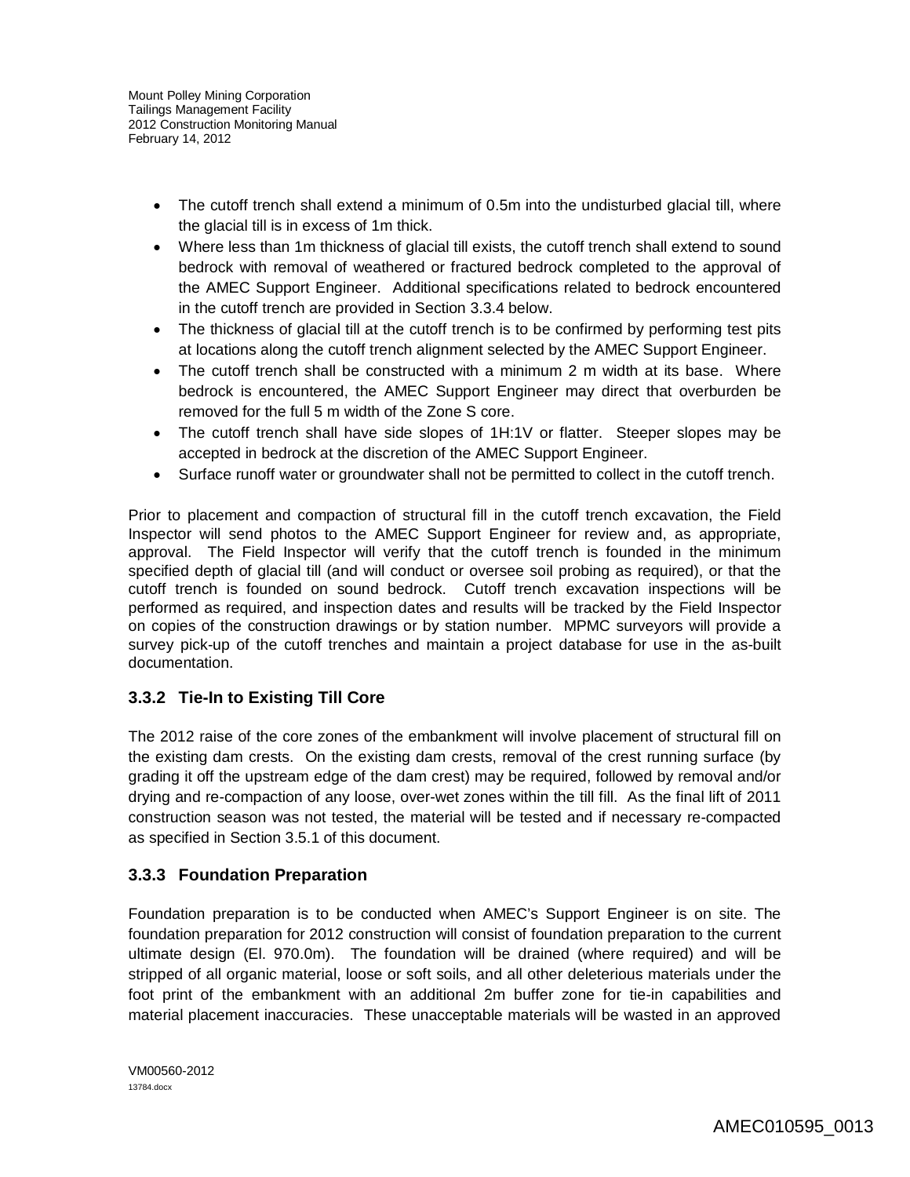- The cutoff trench shall extend a minimum of 0.5m into the undisturbed glacial till, where the glacial till is in excess of 1m thick.
- Where less than 1m thickness of glacial till exists, the cutoff trench shall extend to sound bedrock with removal of weathered or fractured bedrock completed to the approval of the AMEC Support Engineer. Additional specifications related to bedrock encountered in the cutoff trench are provided in Section 3.3.4 below.
- The thickness of glacial till at the cutoff trench is to be confirmed by performing test pits at locations along the cutoff trench alignment selected by the AMEC Support Engineer.
- The cutoff trench shall be constructed with a minimum 2 m width at its base. Where bedrock is encountered, the AMEC Support Engineer may direct that overburden be removed for the full 5 m width of the Zone S core.
- The cutoff trench shall have side slopes of 1H:1V or flatter. Steeper slopes may be accepted in bedrock at the discretion of the AMEC Support Engineer.
- Surface runoff water or groundwater shall not be permitted to collect in the cutoff trench.

Prior to placement and compaction of structural fill in the cutoff trench excavation, the Field Inspector will send photos to the AMEC Support Engineer for review and, as appropriate, approval. The Field Inspector will verify that the cutoff trench is founded in the minimum specified depth of glacial till (and will conduct or oversee soil probing as required), or that the cutoff trench is founded on sound bedrock. Cutoff trench excavation inspections will be performed as required, and inspection dates and results will be tracked by the Field Inspector on copies of the construction drawings or by station number. MPMC surveyors will provide a survey pick-up of the cutoff trenches and maintain a project database for use in the as-built documentation.

### 3.3.2 Tie-In to Existing Till Core

The 2012 raise of the core zones of the embankment will involve placement of structural fill on the existing dam crests. On the existing dam crests, removal of the crest running surface (by grading it off the upstream edge of the dam crest) may be required, followed by removal and/or drying and re-compaction of any loose, over-wet zones within the till fill. As the final lift of 2011 construction season was not tested, the material will be tested and if necessary re-compacted as specified in Section 3.5.1 of this document.

### 3.3.3 Foundation Preparation

Foundation preparation is to be conducted when AMEC's Support Engineer is on site. The foundation preparation for 2012 construction will consist of foundation preparation to the current ultimate design (El. 970.0m). The foundation will be drained (where required) and will be stripped of all organic material, loose or soft soils, and all other deleterious materials under the foot print of the embankment with an additional 2m buffer zone for tie-in capabilities and material placement inaccuracies. These unacceptable materials will be wasted in an approved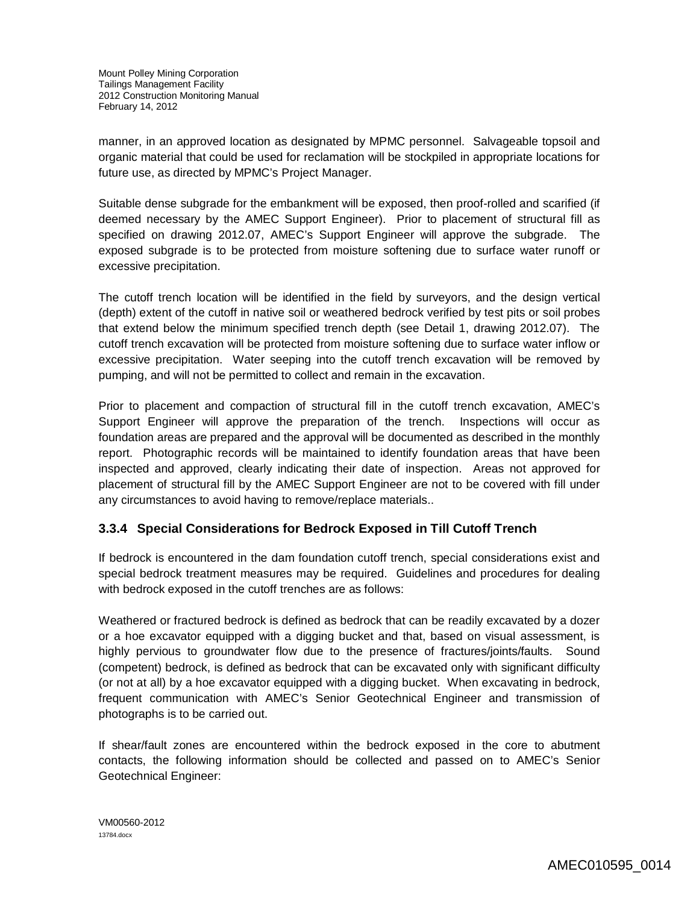manner, in an approved location as designated by MPMC personnel. Salvageable topsoil and organic material that could be used for reclamation will be stockpiled in appropriate locations for future use, as directed by MPMC's Project Manager.

Suitable dense subgrade for the embankment will be exposed, then proof-rolled and scarified (if deemed necessary by the AMEC Support Engineer). Prior to placement of structural fill as specified on drawing 2012.07, AMEC's Support Engineer will approve the subgrade. The exposed subgrade is to be protected from moisture softening due to surface water runoff or excessive precipitation.

The cutoff trench location will be identified in the field by surveyors, and the design vertical (depth) extent of the cutoff in native soil or weathered bedrock verified by test pits or soil probes that extend below the minimum specified trench depth (see Detail 1, drawing 2012.07). The cutoff trench excavation will be protected from moisture softening due to surface water inflow or excessive precipitation. Water seeping into the cutoff trench excavation will be removed by pumping, and will not be permitted to collect and remain in the excavation.

Prior to placement and compaction of structural fill in the cutoff trench excavation, AMEC's Support Engineer will approve the preparation of the trench. Inspections will occur as foundation areas are prepared and the approval will be documented as described in the monthly report. Photographic records will be maintained to identify foundation areas that have been inspected and approved, clearly indicating their date of inspection. Areas not approved for placement of structural fill by the AMEC Support Engineer are not to be covered with fill under any circumstances to avoid having to remove/replace materials..

### 3.3.4 Special Considerations for Bedrock Exposed in Till Cutoff Trench

If bedrock is encountered in the dam foundation cutoff trench, special considerations exist and special bedrock treatment measures may be required. Guidelines and procedures for dealing with bedrock exposed in the cutoff trenches are as follows:

Weathered or fractured bedrock is defined as bedrock that can be readily excavated by a dozer or a hoe excavator equipped with a digging bucket and that, based on visual assessment, is highly pervious to groundwater flow due to the presence of fractures/joints/faults. Sound (competent) bedrock, is defined as bedrock that can be excavated only with significant difficulty (or not at all) by a hoe excavator equipped with a digging bucket. When excavating in bedrock, frequent communication with AMEC's Senior Geotechnical Engineer and transmission of photographs is to be carried out.

If shear/fault zones are encountered within the bedrock exposed in the core to abutment contacts, the following information should be collected and passed on to AMEC's Senior Geotechnical Engineer: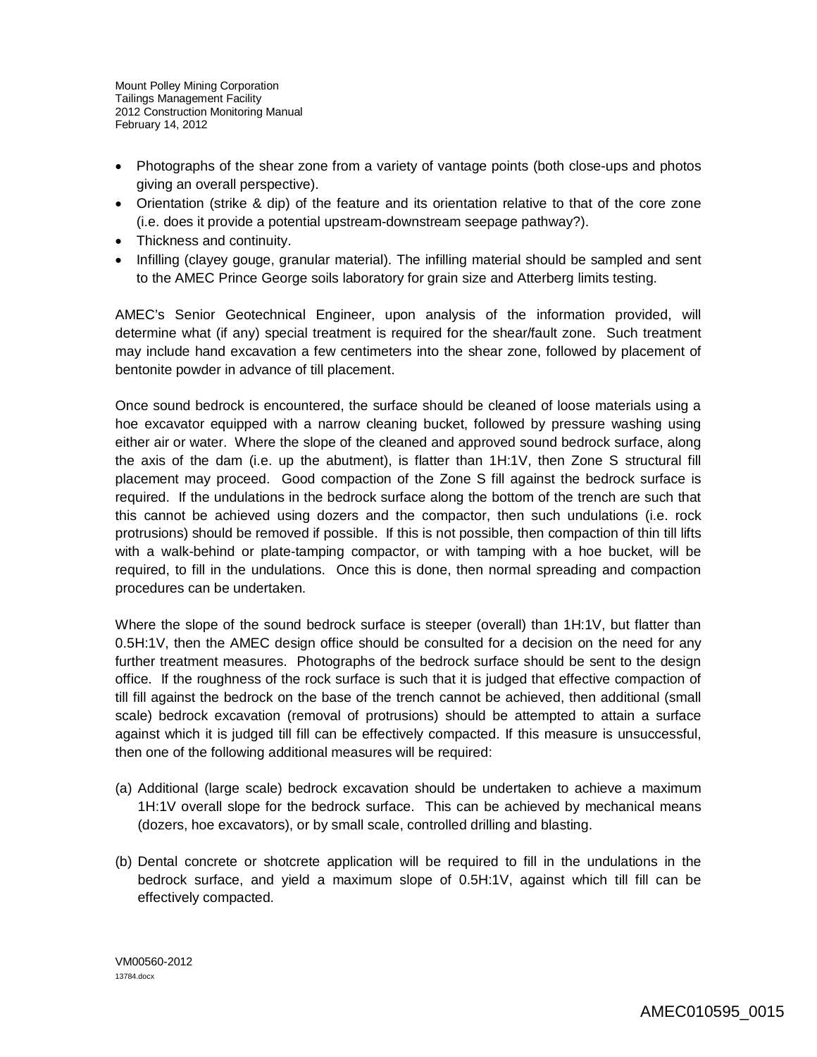- Photographs of the shear zone from a variety of vantage points (both close-ups and photos giving an overall perspective).
- Orientation (strike & dip) of the feature and its orientation relative to that of the core zone (i.e. does it provide a potential upstream-downstream seepage pathway?).
- Thickness and continuity.
- Infilling (clayey gouge, granular material). The infilling material should be sampled and sent to the AMEC Prince George soils laboratory for grain size and Atterberg limits testing.

AMEC's Senior Geotechnical Engineer, upon analysis of the information provided, will determine what (if any) special treatment is required for the shear/fault zone. Such treatment may include hand excavation a few centimeters into the shear zone, followed by placement of bentonite powder in advance of till placement.

Once sound bedrock is encountered, the surface should be cleaned of loose materials using a hoe excavator equipped with a narrow cleaning bucket, followed by pressure washing using either air or water. Where the slope of the cleaned and approved sound bedrock surface, along the axis of the dam (i.e. up the abutment), is flatter than 1H:1V, then Zone S structural fill placement may proceed. Good compaction of the Zone S fill against the bedrock surface is required. If the undulations in the bedrock surface along the bottom of the trench are such that this cannot be achieved using dozers and the compactor, then such undulations (i.e. rock protrusions) should be removed if possible. If this is not possible, then compaction of thin till lifts with a walk-behind or plate-tamping compactor, or with tamping with a hoe bucket, will be required, to fill in the undulations. Once this is done, then normal spreading and compaction procedures can be undertaken.

Where the slope of the sound bedrock surface is steeper (overall) than 1H:1V, but flatter than 0.5H:1V, then the AMEC design office should be consulted for a decision on the need for any further treatment measures. Photographs of the bedrock surface should be sent to the design office. If the roughness of the rock surface is such that it is judged that effective compaction of till fill against the bedrock on the base of the trench cannot be achieved, then additional (small scale) bedrock excavation (removal of protrusions) should be attempted to attain a surface against which it is judged till fill can be effectively compacted. If this measure is unsuccessful, then one of the following additional measures will be required:

(a) Additional (large scale) bedrock excavation should be undertaken to achieve a maximum 1H:1V overall slope for the bedrock surface. This can be achieved by mechanical means (dozers, hoe excavators), or by small scale, controlled drilling and blasting.

(b) Dental concrete or shotcrete application will be required to fill in the undulations in the bedrock surface, and yield a maximum slope of 0.5H:1V, against which till fill can be effectively compacted.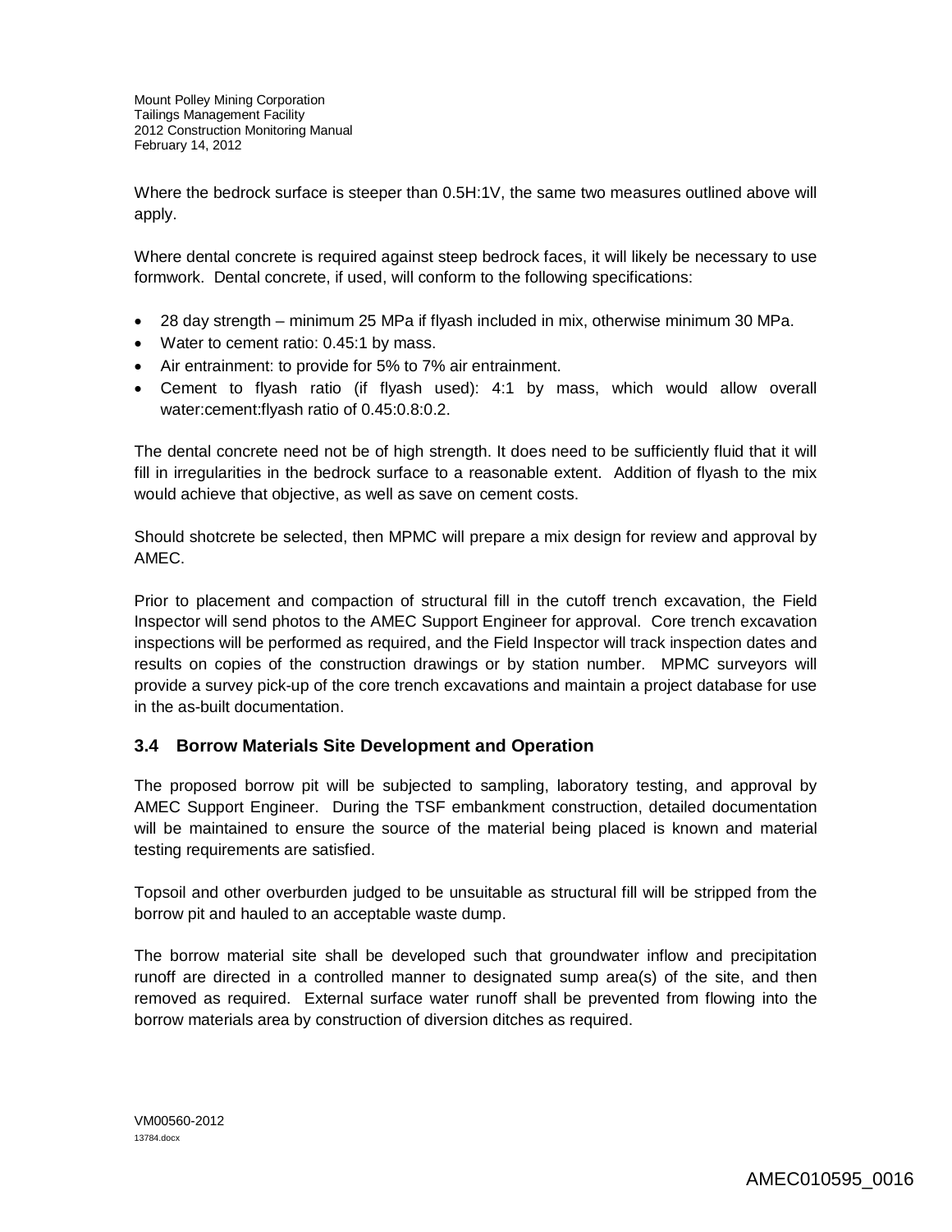Where the bedrock surface is steeper than 0.5H:1V, the same two measures outlined above will apply.

Where dental concrete is required against steep bedrock faces, it will likely be necessary to use formwork. Dental concrete, if used, will conform to the following specifications:

- 28 day strength – minimum 25 MPa if flyash included in mix, otherwise minimum 30 MPa.
- Water to cement ratio: 0.45:1 by mass.
- Air entrainment: to provide for 5% to 7% air entrainment.
- Cement to flyash ratio (if flyash used): 4:1 by mass, which would allow overall water:cement:flyash ratio of 0.45:0.8:0.2.

The dental concrete need not be of high strength. It does need to be sufficiently fluid that it will fill in irregularities in the bedrock surface to a reasonable extent. Addition of flyash to the mix would achieve that objective, as well as save on cement costs.

Should shotcrete be selected, then MPMC will prepare a mix design for review and approval by AMEC.

Prior to placement and compaction of structural fill in the cutoff trench excavation, the Field Inspector will send photos to the AMEC Support Engineer for approval. Core trench excavation inspections will be performed as required, and the Field Inspector will track inspection dates and results on copies of the construction drawings or by station number. MPMC surveyors will provide a survey pick-up of the core trench excavations and maintain a project database for use in the as-built documentation.

### 3.4 Borrow Materials Site Development and Operation

The proposed borrow pit will be subjected to sampling, laboratory testing, and approval by AMEC Support Engineer. During the TSF embankment construction, detailed documentation will be maintained to ensure the source of the material being placed is known and material testing requirements are satisfied.

Topsoil and other overburden judged to be unsuitable as structural fill will be stripped from the borrow pit and hauled to an acceptable waste dump.

The borrow material site shall be developed such that groundwater inflow and precipitation runoff are directed in a controlled manner to designated sump area(s) of the site, and then removed as required. External surface water runoff shall be prevented from flowing into the borrow materials area by construction of diversion ditches as required.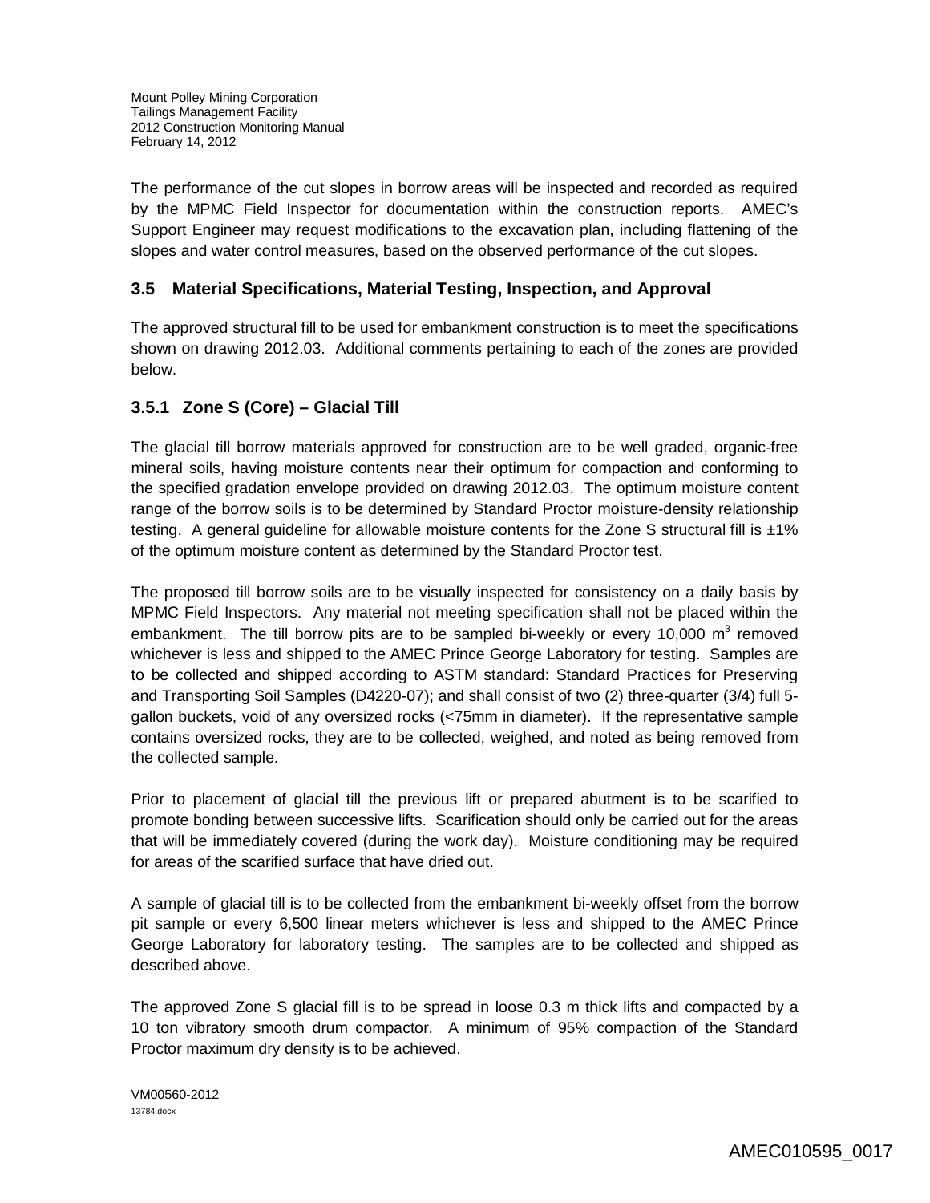The performance of the cut slopes in borrow areas will be inspected and recorded as required by the MPMC Field Inspector for documentation within the construction reports. AMEC's Support Engineer may request modifications to the excavation plan, including flattening of the slopes and water control measures, based on the observed performance of the cut slopes.

## 3.5 Material Specifications, Material Testing, Inspection, and Approval

The approved structural fill to be used for embankment construction is to meet the specifications shown on drawing 2012.03. Additional comments pertaining to each of the zones are provided below.

### 3.5.1 Zone S (Core) – Glacial Till

The glacial till borrow materials approved for construction are to be well graded, organic-free mineral soils, having moisture contents near their optimum for compaction and conforming to the specified gradation envelope provided on drawing 2012.03. The optimum moisture content range of the borrow soils is to be determined by Standard Proctor moisture-density relationship testing. A general guideline for allowable moisture contents for the Zone S structural fill is ±1% of the optimum moisture content as determined by the Standard Proctor test.

The proposed till borrow soils are to be visually inspected for consistency on a daily basis by MPMC Field Inspectors. Any material not meeting specification shall not be placed within the embankment. The till borrow pits are to be sampled bi-weekly or every 10,000 $m^3$ removed whichever is less and shipped to the AMEC Prince George Laboratory for testing. Samples are to be collected and shipped according to ASTM standard: Standard Practices for Preserving and Transporting Soil Samples (D4220-07); and shall consist of two (2) three-quarter (3/4) full 5-gallon buckets, void of any oversized rocks (<75mm in diameter). If the representative sample contains oversized rocks, they are to be collected, weighed, and noted as being removed from the collected sample.

Prior to placement of glacial till the previous lift or prepared abutment is to be scarified to promote bonding between successive lifts. Scarification should only be carried out for the areas that will be immediately covered (during the work day). Moisture conditioning may be required for areas of the scarified surface that have dried out.

A sample of glacial till is to be collected from the embankment bi-weekly offset from the borrow pit sample or every 6,500 linear meters whichever is less and shipped to the AMEC Prince George Laboratory for laboratory testing. The samples are to be collected and shipped as described above.

The approved Zone S glacial fill is to be spread in loose 0.3 m thick lifts and compacted by a 10 ton vibratory smooth drum compactor. A minimum of 95% compaction of the Standard Proctor maximum dry density is to be achieved.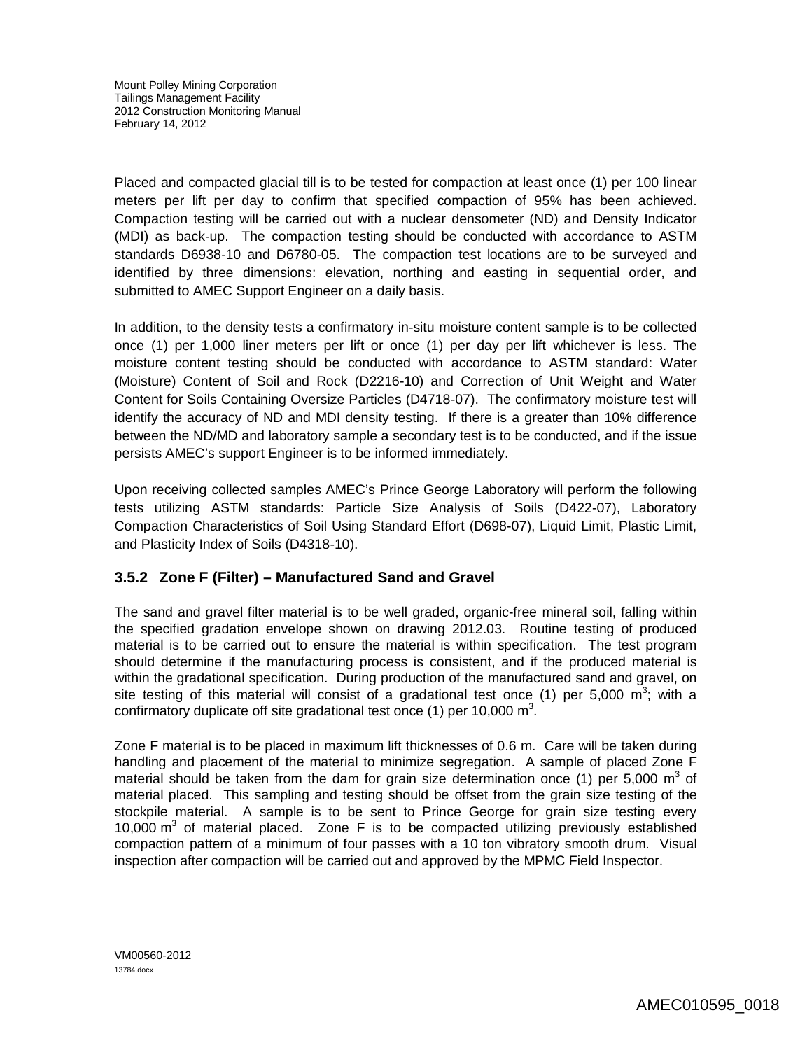Placed and compacted glacial till is to be tested for compaction at least once (1) per 100 linear meters per lift per day to confirm that specified compaction of 95% has been achieved. Compaction testing will be carried out with a nuclear densometer (ND) and Density Indicator (MDI) as back-up. The compaction testing should be conducted with accordance to ASTM standards D6938-10 and D6780-05. The compaction test locations are to be surveyed and identified by three dimensions: elevation, northing and easting in sequential order, and submitted to AMEC Support Engineer on a daily basis.

In addition, to the density tests a confirmatory in-situ moisture content sample is to be collected once (1) per 1,000 liner meters per lift or once (1) per day per lift whichever is less. The moisture content testing should be conducted with accordance to ASTM standard: Water (Moisture) Content of Soil and Rock (D2216-10) and Correction of Unit Weight and Water Content for Soils Containing Oversize Particles (D4718-07). The confirmatory moisture test will identify the accuracy of ND and MDI density testing. If there is a greater than 10% difference between the ND/MD and laboratory sample a secondary test is to be conducted, and if the issue persists AMEC's support Engineer is to be informed immediately.

Upon receiving collected samples AMEC's Prince George Laboratory will perform the following tests utilizing ASTM standards: Particle Size Analysis of Soils (D422-07), Laboratory Compaction Characteristics of Soil Using Standard Effort (D698-07), Liquid Limit, Plastic Limit, and Plasticity Index of Soils (D4318-10).

### 3.5.2 Zone F (Filter) – Manufactured Sand and Gravel

The sand and gravel filter material is to be well graded, organic-free mineral soil, falling within the specified gradation envelope shown on drawing 2012.03. Routine testing of produced material is to be carried out to ensure the material is within specification. The test program should determine if the manufacturing process is consistent, and if the produced material is within the gradational specification. During production of the manufactured sand and gravel, on site testing of this material will consist of a gradational test once (1) per 5,000 $m^3$; with a confirmatory duplicate off site gradational test once (1) per 10,000 $m^3$.

Zone F material is to be placed in maximum lift thicknesses of 0.6 m. Care will be taken during handling and placement of the material to minimize segregation. A sample of placed Zone F material should be taken from the dam for grain size determination once (1) per 5,000 $m^3$ of material placed. This sampling and testing should be offset from the grain size testing of the stockpile material. A sample is to be sent to Prince George for grain size testing every 10,000 $m^3$ of material placed. Zone F is to be compacted utilizing previously established compaction pattern of a minimum of four passes with a 10 ton vibratory smooth drum. Visual inspection after compaction will be carried out and approved by the MPMC Field Inspector.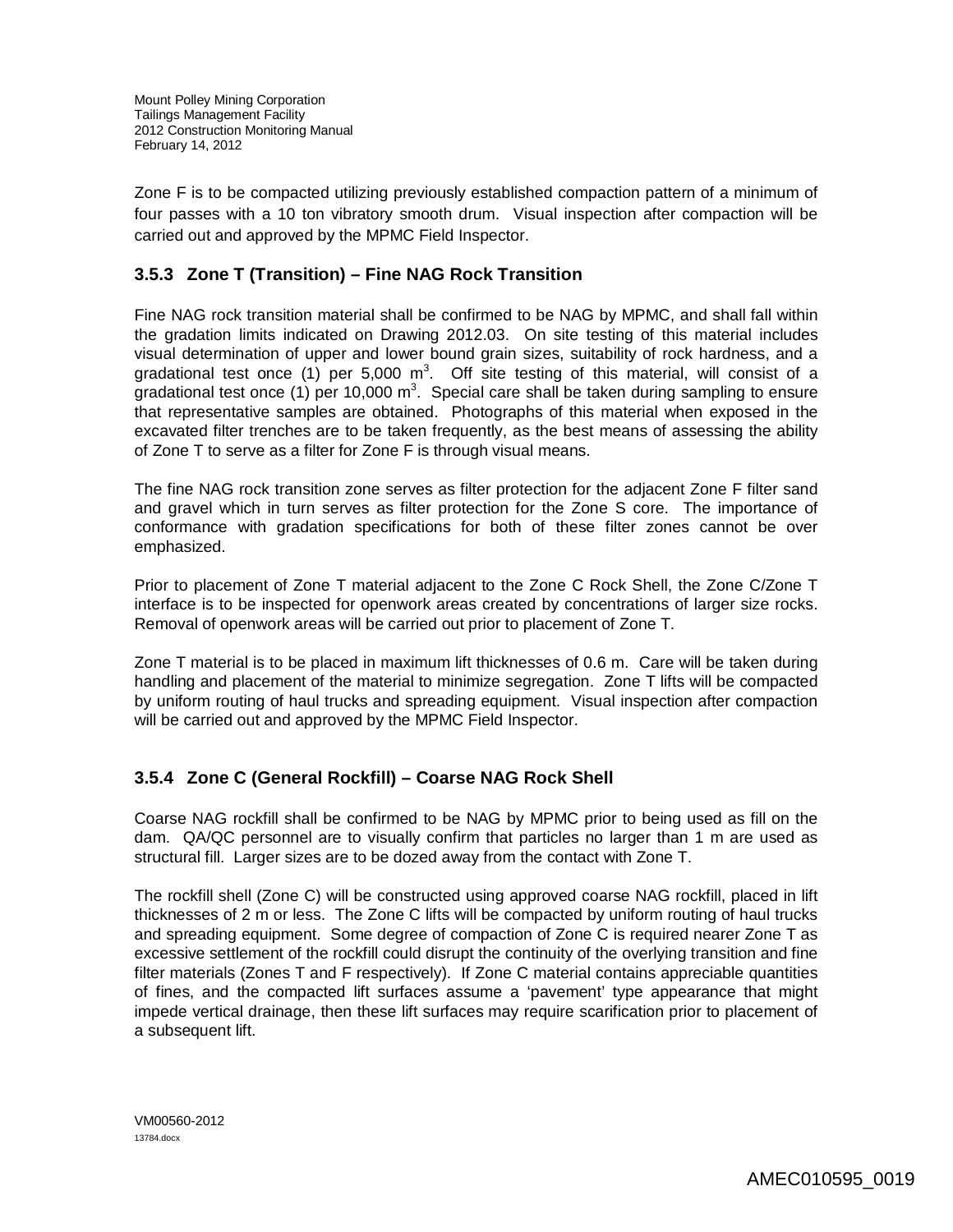Zone F is to be compacted utilizing previously established compaction pattern of a minimum of four passes with a 10 ton vibratory smooth drum. Visual inspection after compaction will be carried out and approved by the MPMC Field Inspector.

### 3.5.3 Zone T (Transition) – Fine NAG Rock Transition

Fine NAG rock transition material shall be confirmed to be NAG by MPMC, and shall fall within the gradation limits indicated on Drawing 2012.03. On site testing of this material includes visual determination of upper and lower bound grain sizes, suitability of rock hardness, and a gradational test once (1) per 5,000 $m^3$. Off site testing of this material, will consist of a gradational test once (1) per 10,000 $m^3$. Special care shall be taken during sampling to ensure that representative samples are obtained. Photographs of this material when exposed in the excavated filter trenches are to be taken frequently, as the best means of assessing the ability of Zone T to serve as a filter for Zone F is through visual means.

The fine NAG rock transition zone serves as filter protection for the adjacent Zone F filter sand and gravel which in turn serves as filter protection for the Zone S core. The importance of conformance with gradation specifications for both of these filter zones cannot be over emphasized.

Prior to placement of Zone T material adjacent to the Zone C Rock Shell, the Zone C/Zone T interface is to be inspected for openwork areas created by concentrations of larger size rocks. Removal of openwork areas will be carried out prior to placement of Zone T.

Zone T material is to be placed in maximum lift thicknesses of 0.6 m. Care will be taken during handling and placement of the material to minimize segregation. Zone T lifts will be compacted by uniform routing of haul trucks and spreading equipment. Visual inspection after compaction will be carried out and approved by the MPMC Field Inspector.

### 3.5.4 Zone C (General Rockfill) – Coarse NAG Rock Shell

Coarse NAG rockfill shall be confirmed to be NAG by MPMC prior to being used as fill on the dam. QA/QC personnel are to visually confirm that particles no larger than 1 m are used as structural fill. Larger sizes are to be dozed away from the contact with Zone T.

The rockfill shell (Zone C) will be constructed using approved coarse NAG rockfill, placed in lift thicknesses of 2 m or less. The Zone C lifts will be compacted by uniform routing of haul trucks and spreading equipment. Some degree of compaction of Zone C is required nearer Zone T as excessive settlement of the rockfill could disrupt the continuity of the overlying transition and fine filter materials (Zones T and F respectively). If Zone C material contains appreciable quantities of fines, and the compacted lift surfaces assume a 'pavement' type appearance that might impede vertical drainage, then these lift surfaces may require scarification prior to placement of a subsequent lift.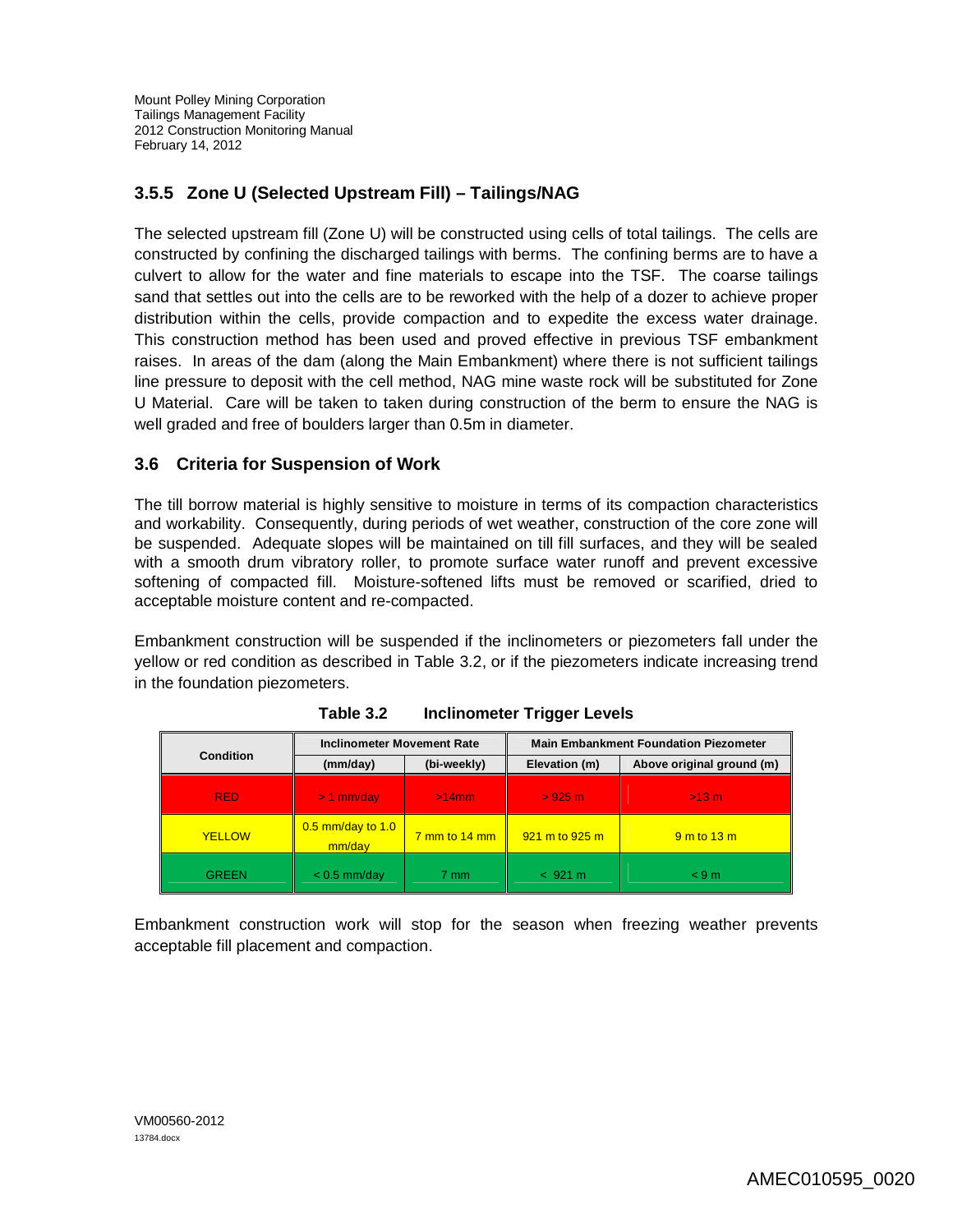### 3.5.5 Zone U (Selected Upstream Fill) – Tailings/NAG

The selected upstream fill (Zone U) will be constructed using cells of total tailings. The cells are constructed by confining the discharged tailings with berms. The confining berms are to have a culvert to allow for the water and fine materials to escape into the TSF. The coarse tailings sand that settles out into the cells are to be reworked with the help of a dozer to achieve proper distribution within the cells, provide compaction and to expedite the excess water drainage. This construction method has been used and proved effective in previous TSF embankment raises. In areas of the dam (along the Main Embankment) where there is not sufficient tailings line pressure to deposit with the cell method, NAG mine waste rock will be substituted for Zone U Material. Care will be taken to taken during construction of the berm to ensure the NAG is well graded and free of boulders larger than 0.5m in diameter.

## 3.6 Criteria for Suspension of Work

The till borrow material is highly sensitive to moisture in terms of its compaction characteristics and workability. Consequently, during periods of wet weather, construction of the core zone will be suspended. Adequate slopes will be maintained on till fill surfaces, and they will be sealed with a smooth drum vibratory roller, to promote surface water runoff and prevent excessive softening of compacted fill. Moisture-softened lifts must be removed or scarified, dried to acceptable moisture content and re-compacted.

Embankment construction will be suspended if the inclinometers or piezometers fall under the yellow or red condition as described in Table 3.2, or if the piezometers indicate increasing trend in the foundation piezometers.

**Table 3.2 Inclinometer Trigger Levels**

| Condition | Inclinometer Movement Rate | | Main Embankment Foundation Piezometer | |
|---|---|---|---|---|
| | (mm/day) | (bi-weekly) | Elevation (m) | Above original ground (m) |
| RED | > 1 mm/day | >14mm | > 925 m | >13 m |
| YELLOW | 0.5 mm/day to 1.0 mm/day | 7 mm to 14 mm | 921 m to 925 m | 9 m to 13 m |
| GREEN | < 0.5 mm/day | 7 mm | < 921 m | < 9 m |

Embankment construction work will stop for the season when freezing weather prevents acceptable fill placement and compaction.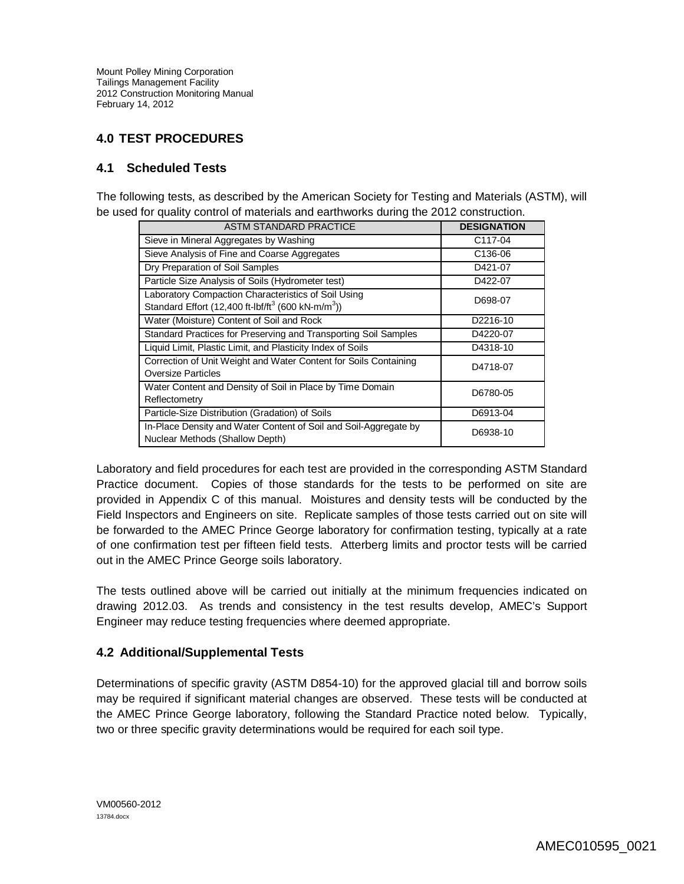## 4.0 TEST PROCEDURES

### 4.1 Scheduled Tests

The following tests, as described by the American Society for Testing and Materials (ASTM), will be used for quality control of materials and earthworks during the 2012 construction.

| ASTM STANDARD PRACTICE | DESIGNATION |
| --- | --- |
| Sieve in Mineral Aggregates by Washing | C117-04 |
| Sieve Analysis of Fine and Coarse Aggregates | C136-06 |
| Dry Preparation of Soil Samples | D421-07 |
| Particle Size Analysis of Soils (Hydrometer test) | D422-07 |
| Laboratory Compaction Characteristics of Soil Using Standard Effort (12,400 ft-lbf/ft$^3$ (600 kN-m/m$^3$)) | D698-07 |
| Water (Moisture) Content of Soil and Rock | D2216-10 |
| Standard Practices for Preserving and Transporting Soil Samples | D4220-07 |
| Liquid Limit, Plastic Limit, and Plasticity Index of Soils | D4318-10 |
| Correction of Unit Weight and Water Content for Soils Containing Oversize Particles | D4718-07 |
| Water Content and Density of Soil in Place by Time Domain Reflectometry | D6780-05 |
| Particle-Size Distribution (Gradation) of Soils | D6913-04 |
| In-Place Density and Water Content of Soil and Soil-Aggregate by Nuclear Methods (Shallow Depth) | D6938-10 |

Laboratory and field procedures for each test are provided in the corresponding ASTM Standard Practice document. Copies of those standards for the tests to be performed on site are provided in Appendix C of this manual. Moistures and density tests will be conducted by the Field Inspectors and Engineers on site. Replicate samples of those tests carried out on site will be forwarded to the AMEC Prince George laboratory for confirmation testing, typically at a rate of one confirmation test per fifteen field tests. Atterberg limits and proctor tests will be carried out in the AMEC Prince George soils laboratory.

The tests outlined above will be carried out initially at the minimum frequencies indicated on drawing 2012.03. As trends and consistency in the test results develop, AMEC's Support Engineer may reduce testing frequencies where deemed appropriate.

### 4.2 Additional/Supplemental Tests

Determinations of specific gravity (ASTM D854-10) for the approved glacial till and borrow soils may be required if significant material changes are observed. These tests will be conducted at the AMEC Prince George laboratory, following the Standard Practice noted below. Typically, two or three specific gravity determinations would be required for each soil type.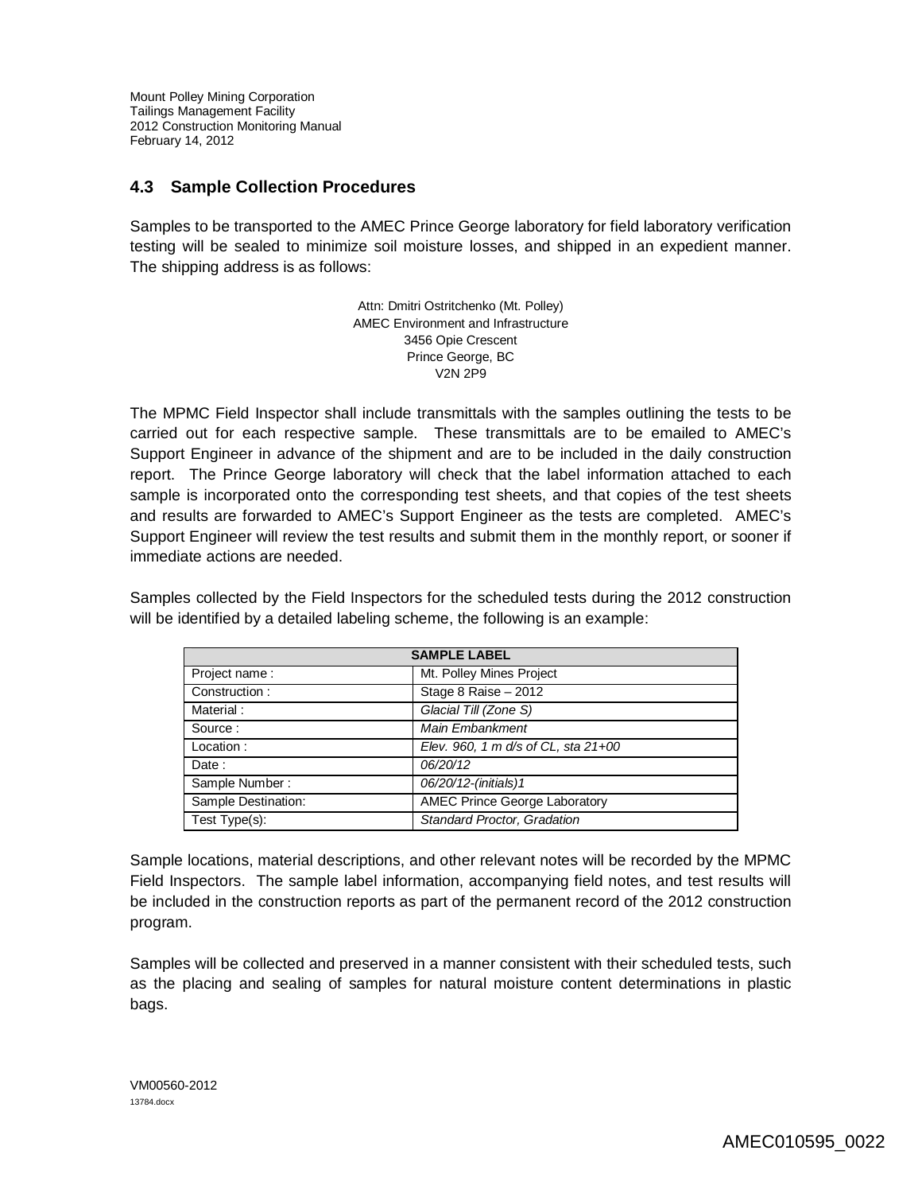## 4.3 Sample Collection Procedures

Samples to be transported to the AMEC Prince George laboratory for field laboratory verification testing will be sealed to minimize soil moisture losses, and shipped in an expedient manner. The shipping address is as follows:

Attn: Dmitri Ostritchenko (Mt. Polley)
AMEC Environment and Infrastructure
3456 Opie Crescent
Prince George, BC
V2N 2P9

The MPMC Field Inspector shall include transmittals with the samples outlining the tests to be carried out for each respective sample. These transmittals are to be emailed to AMEC's Support Engineer in advance of the shipment and are to be included in the daily construction report. The Prince George laboratory will check that the label information attached to each sample is incorporated onto the corresponding test sheets, and that copies of the test sheets and results are forwarded to AMEC's Support Engineer as the tests are completed. AMEC's Support Engineer will review the test results and submit them in the monthly report, or sooner if immediate actions are needed.

Samples collected by the Field Inspectors for the scheduled tests during the 2012 construction will be identified by a detailed labeling scheme, the following is an example:

| **SAMPLE LABEL** | |
|---|---|
| Project name : | Mt. Polley Mines Project |
| Construction : | Stage 8 Raise – 2012 |
| Material : | *Glacial Till (Zone S)* |
| Source : | *Main Embankment* |
| Location : | *Elev. 960, 1 m d/s of CL, sta 21+00* |
| Date : | *06/20/12* |
| Sample Number : | *06/20/12-(initials)1* |
| Sample Destination: | AMEC Prince George Laboratory |
| Test Type(s): | *Standard Proctor, Gradation* |

Sample locations, material descriptions, and other relevant notes will be recorded by the MPMC Field Inspectors. The sample label information, accompanying field notes, and test results will be included in the construction reports as part of the permanent record of the 2012 construction program.

Samples will be collected and preserved in a manner consistent with their scheduled tests, such as the placing and sealing of samples for natural moisture content determinations in plastic bags.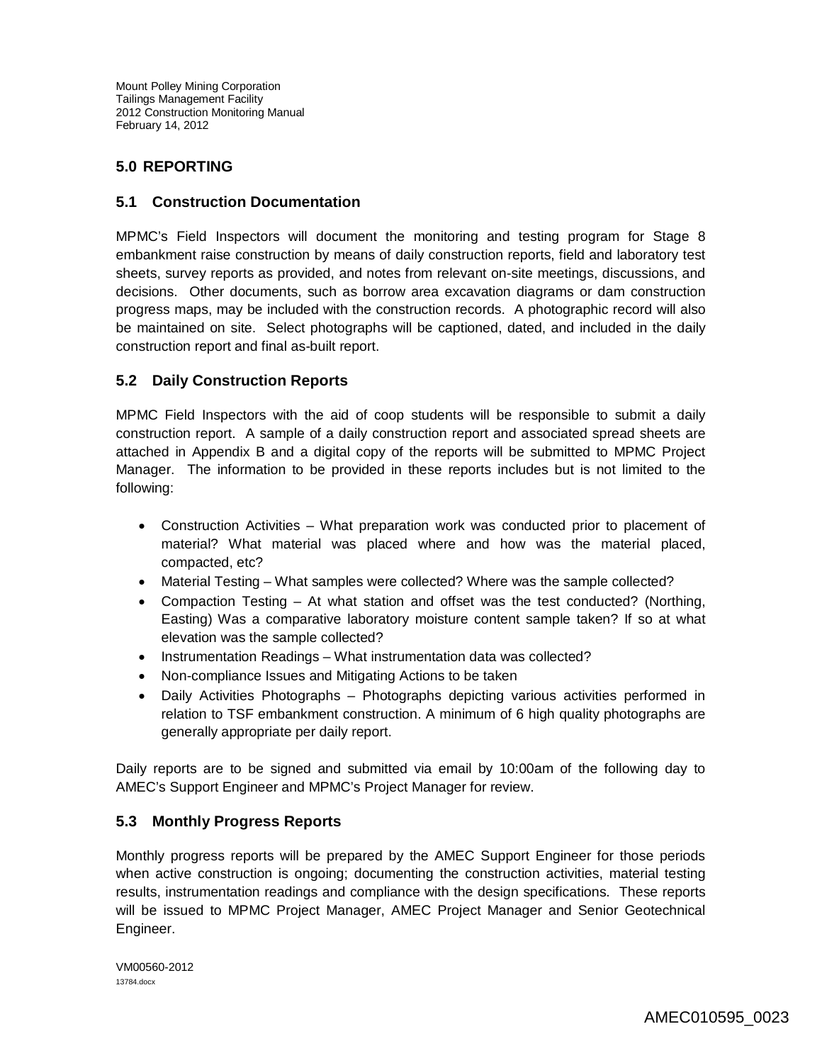# 5.0 REPORTING

## 5.1 Construction Documentation

MPMC's Field Inspectors will document the monitoring and testing program for Stage 8 embankment raise construction by means of daily construction reports, field and laboratory test sheets, survey reports as provided, and notes from relevant on-site meetings, discussions, and decisions. Other documents, such as borrow area excavation diagrams or dam construction progress maps, may be included with the construction records. A photographic record will also be maintained on site. Select photographs will be captioned, dated, and included in the daily construction report and final as-built report.

## 5.2 Daily Construction Reports

MPMC Field Inspectors with the aid of coop students will be responsible to submit a daily construction report. A sample of a daily construction report and associated spread sheets are attached in Appendix B and a digital copy of the reports will be submitted to MPMC Project Manager. The information to be provided in these reports includes but is not limited to the following:

- Construction Activities – What preparation work was conducted prior to placement of material? What material was placed where and how was the material placed, compacted, etc?
- Material Testing – What samples were collected? Where was the sample collected?
- Compaction Testing – At what station and offset was the test conducted? (Northing, Easting) Was a comparative laboratory moisture content sample taken? If so at what elevation was the sample collected?
- Instrumentation Readings – What instrumentation data was collected?
- Non-compliance Issues and Mitigating Actions to be taken
- Daily Activities Photographs – Photographs depicting various activities performed in relation to TSF embankment construction. A minimum of 6 high quality photographs are generally appropriate per daily report.

Daily reports are to be signed and submitted via email by 10:00am of the following day to AMEC's Support Engineer and MPMC's Project Manager for review.

## 5.3 Monthly Progress Reports

Monthly progress reports will be prepared by the AMEC Support Engineer for those periods when active construction is ongoing; documenting the construction activities, material testing results, instrumentation readings and compliance with the design specifications. These reports will be issued to MPMC Project Manager, AMEC Project Manager and Senior Geotechnical Engineer.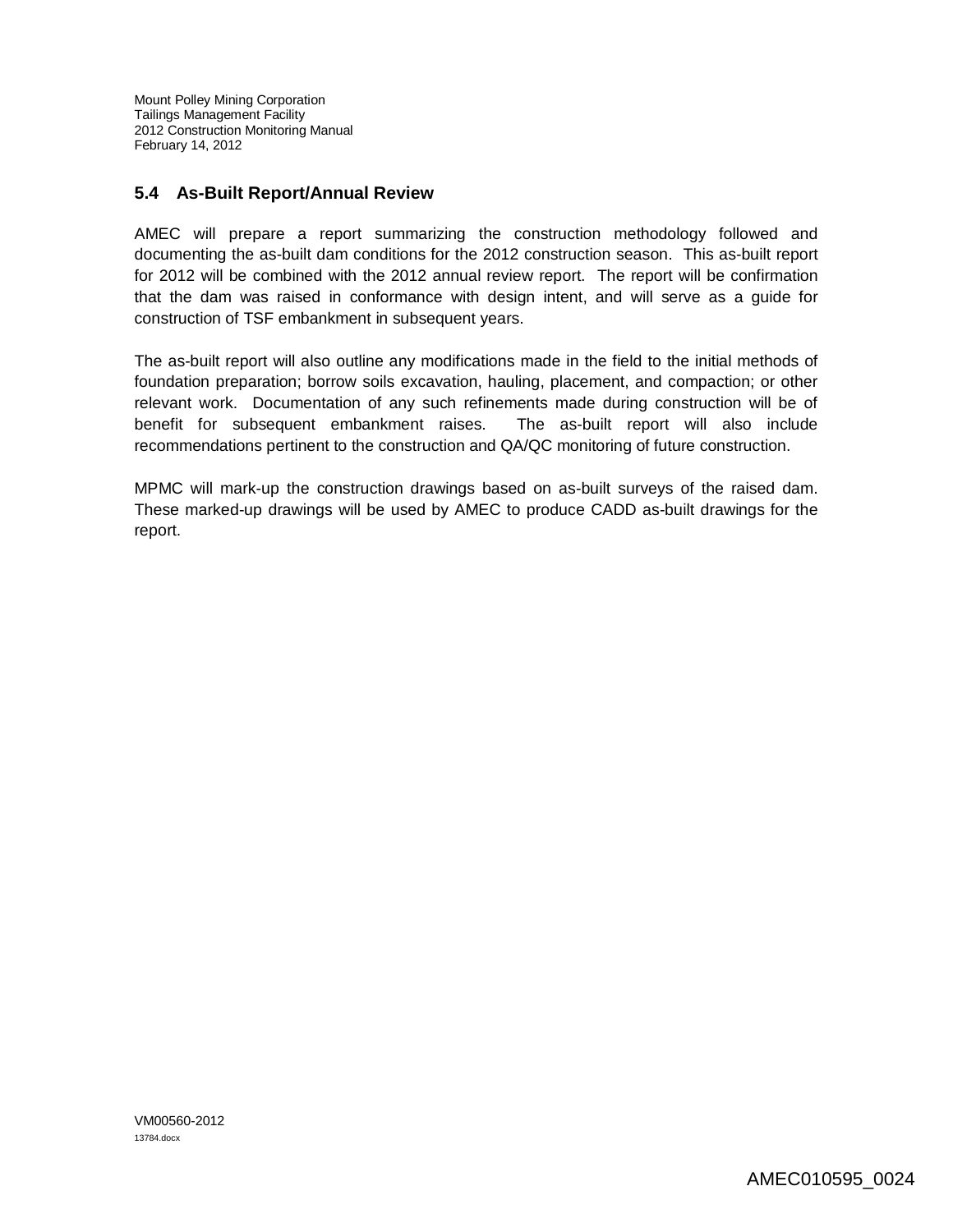## 5.4 As-Built Report/Annual Review

AMEC will prepare a report summarizing the construction methodology followed and documenting the as-built dam conditions for the 2012 construction season. This as-built report for 2012 will be combined with the 2012 annual review report. The report will be confirmation that the dam was raised in conformance with design intent, and will serve as a guide for construction of TSF embankment in subsequent years.

The as-built report will also outline any modifications made in the field to the initial methods of foundation preparation; borrow soils excavation, hauling, placement, and compaction; or other relevant work. Documentation of any such refinements made during construction will be of benefit for subsequent embankment raises. The as-built report will also include recommendations pertinent to the construction and QA/QC monitoring of future construction.

MPMC will mark-up the construction drawings based on as-built surveys of the raised dam. These marked-up drawings will be used by AMEC to produce CADD as-built drawings for the report.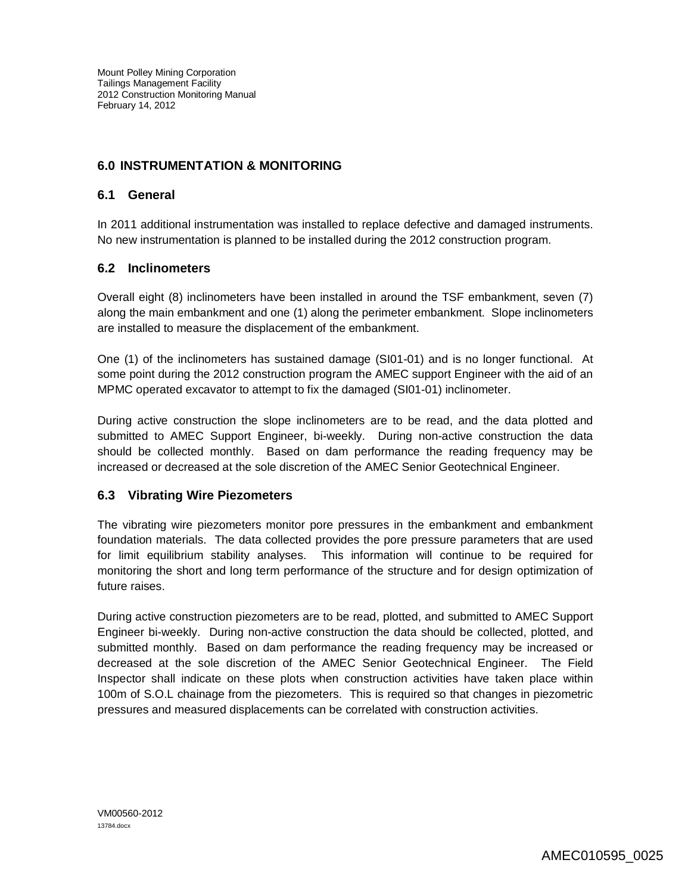## 6.0 INSTRUMENTATION & MONITORING

### 6.1 General

In 2011 additional instrumentation was installed to replace defective and damaged instruments. No new instrumentation is planned to be installed during the 2012 construction program.

### 6.2 Inclinometers

Overall eight (8) inclinometers have been installed in around the TSF embankment, seven (7) along the main embankment and one (1) along the perimeter embankment. Slope inclinometers are installed to measure the displacement of the embankment.

One (1) of the inclinometers has sustained damage (SI01-01) and is no longer functional. At some point during the 2012 construction program the AMEC support Engineer with the aid of an MPMC operated excavator to attempt to fix the damaged (SI01-01) inclinometer.

During active construction the slope inclinometers are to be read, and the data plotted and submitted to AMEC Support Engineer, bi-weekly. During non-active construction the data should be collected monthly. Based on dam performance the reading frequency may be increased or decreased at the sole discretion of the AMEC Senior Geotechnical Engineer.

### 6.3 Vibrating Wire Piezometers

The vibrating wire piezometers monitor pore pressures in the embankment and embankment foundation materials. The data collected provides the pore pressure parameters that are used for limit equilibrium stability analyses. This information will continue to be required for monitoring the short and long term performance of the structure and for design optimization of future raises.

During active construction piezometers are to be read, plotted, and submitted to AMEC Support Engineer bi-weekly. During non-active construction the data should be collected, plotted, and submitted monthly. Based on dam performance the reading frequency may be increased or decreased at the sole discretion of the AMEC Senior Geotechnical Engineer. The Field Inspector shall indicate on these plots when construction activities have taken place within 100m of S.O.L chainage from the piezometers. This is required so that changes in piezometric pressures and measured displacements can be correlated with construction activities.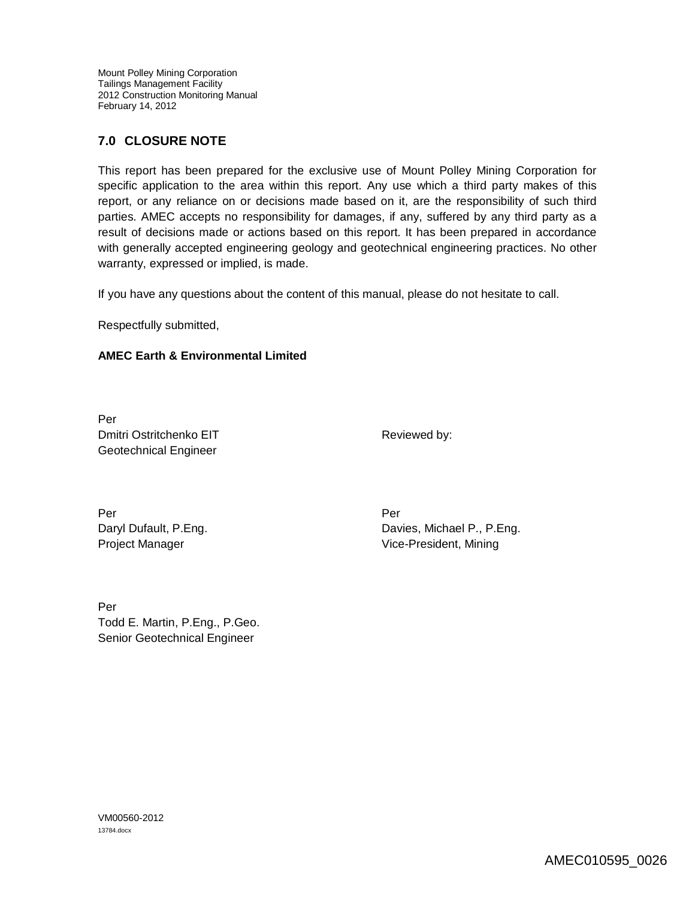## 7.0 CLOSURE NOTE

This report has been prepared for the exclusive use of Mount Polley Mining Corporation for specific application to the area within this report. Any use which a third party makes of this report, or any reliance on or decisions made based on it, are the responsibility of such third parties. AMEC accepts no responsibility for damages, if any, suffered by any third party as a result of decisions made or actions based on this report. It has been prepared in accordance with generally accepted engineering geology and geotechnical engineering practices. No other warranty, expressed or implied, is made.

If you have any questions about the content of this manual, please do not hesitate to call.

Respectfully submitted,

**AMEC Earth & Environmental Limited**

Per
Dmitri Ostritchenko EIT
Geotechnical Engineer

Reviewed by:

Per
Daryl Dufault, P.Eng.
Project Manager

Per
Davies, Michael P., P.Eng.
Vice-President, Mining

Per
Todd E. Martin, P.Eng., P.Geo.
Senior Geotechnical Engineer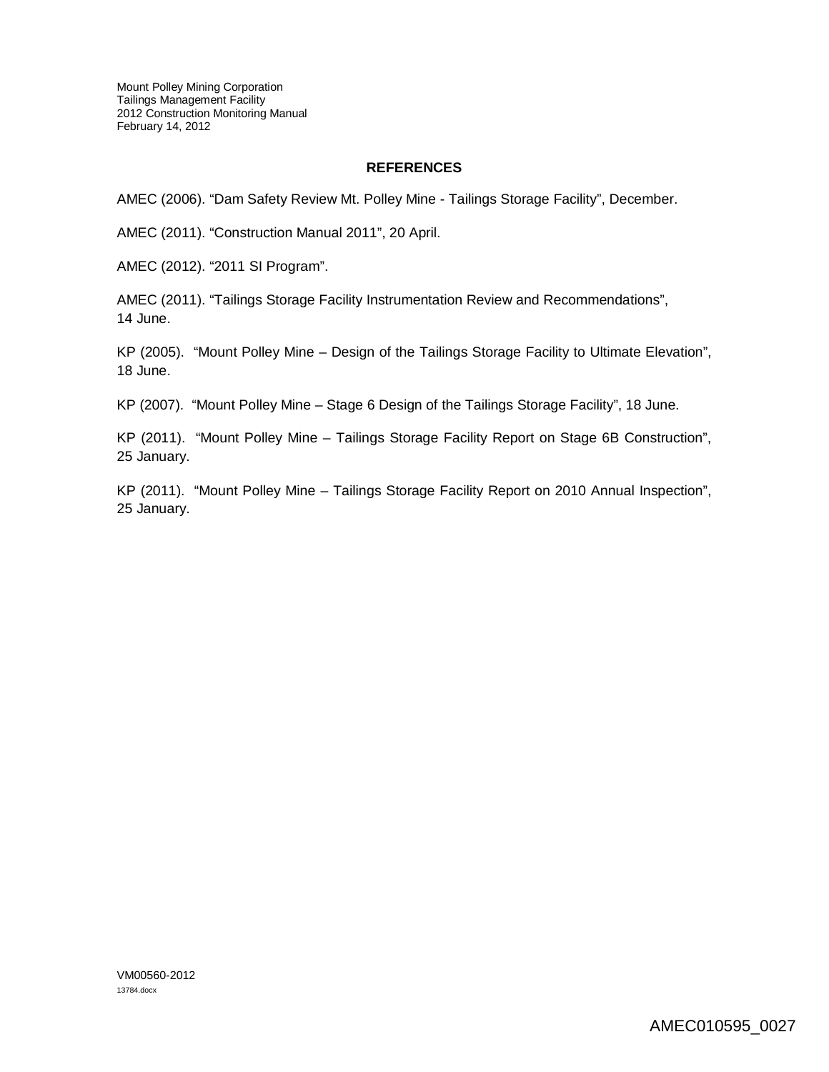## REFERENCES

AMEC (2006). "Dam Safety Review Mt. Polley Mine - Tailings Storage Facility", December.

AMEC (2011). "Construction Manual 2011", 20 April.

AMEC (2012). "2011 SI Program".

AMEC (2011). "Tailings Storage Facility Instrumentation Review and Recommendations", 14 June.

KP (2005). "Mount Polley Mine – Design of the Tailings Storage Facility to Ultimate Elevation", 18 June.

KP (2007). "Mount Polley Mine – Stage 6 Design of the Tailings Storage Facility", 18 June.

KP (2011). "Mount Polley Mine – Tailings Storage Facility Report on Stage 6B Construction", 25 January.

KP (2011). "Mount Polley Mine – Tailings Storage Facility Report on 2010 Annual Inspection", 25 January.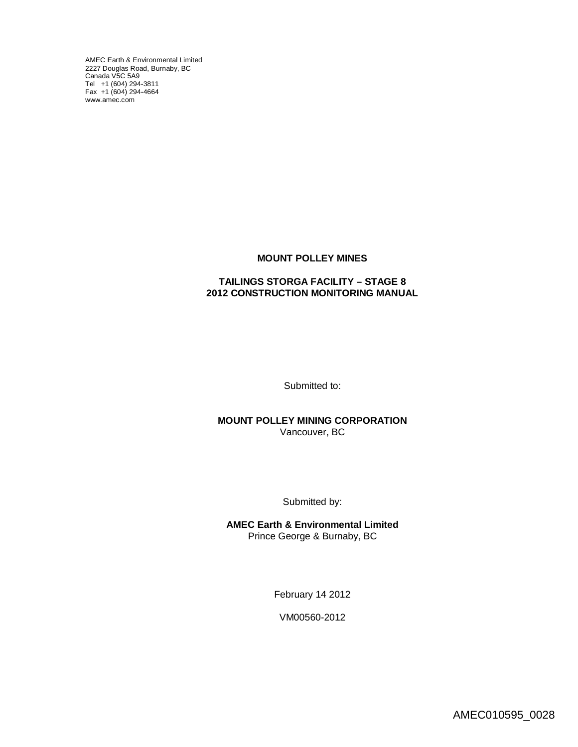AMEC Earth & Environmental Limited
2227 Douglas Road, Burnaby, BC
Canada V5C 5A9
Tel +1 (604) 294-3811
Fax +1 (604) 294-4664
www.amec.com

**MOUNT POLLEY MINES**

**TAILINGS STORGA FACILITY – STAGE 8**
**2012 CONSTRUCTION MONITORING MANUAL**

Submitted to:

**MOUNT POLLEY MINING CORPORATION**
Vancouver, BC

Submitted by:

**AMEC Earth & Environmental Limited**
Prince George & Burnaby, BC

February 14 2012

VM00560-2012

AMEC010595_0028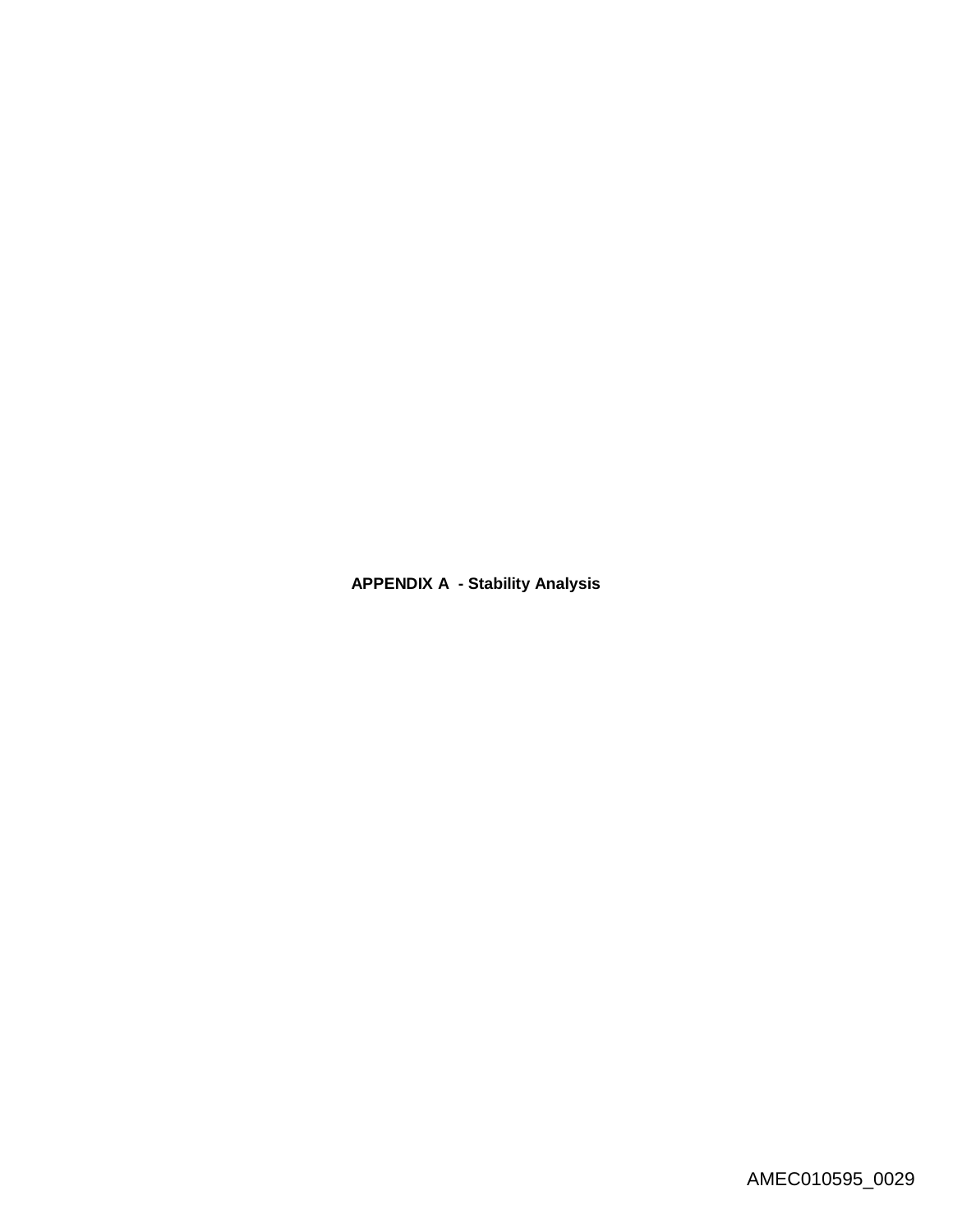**APPENDIX A - Stability Analysis**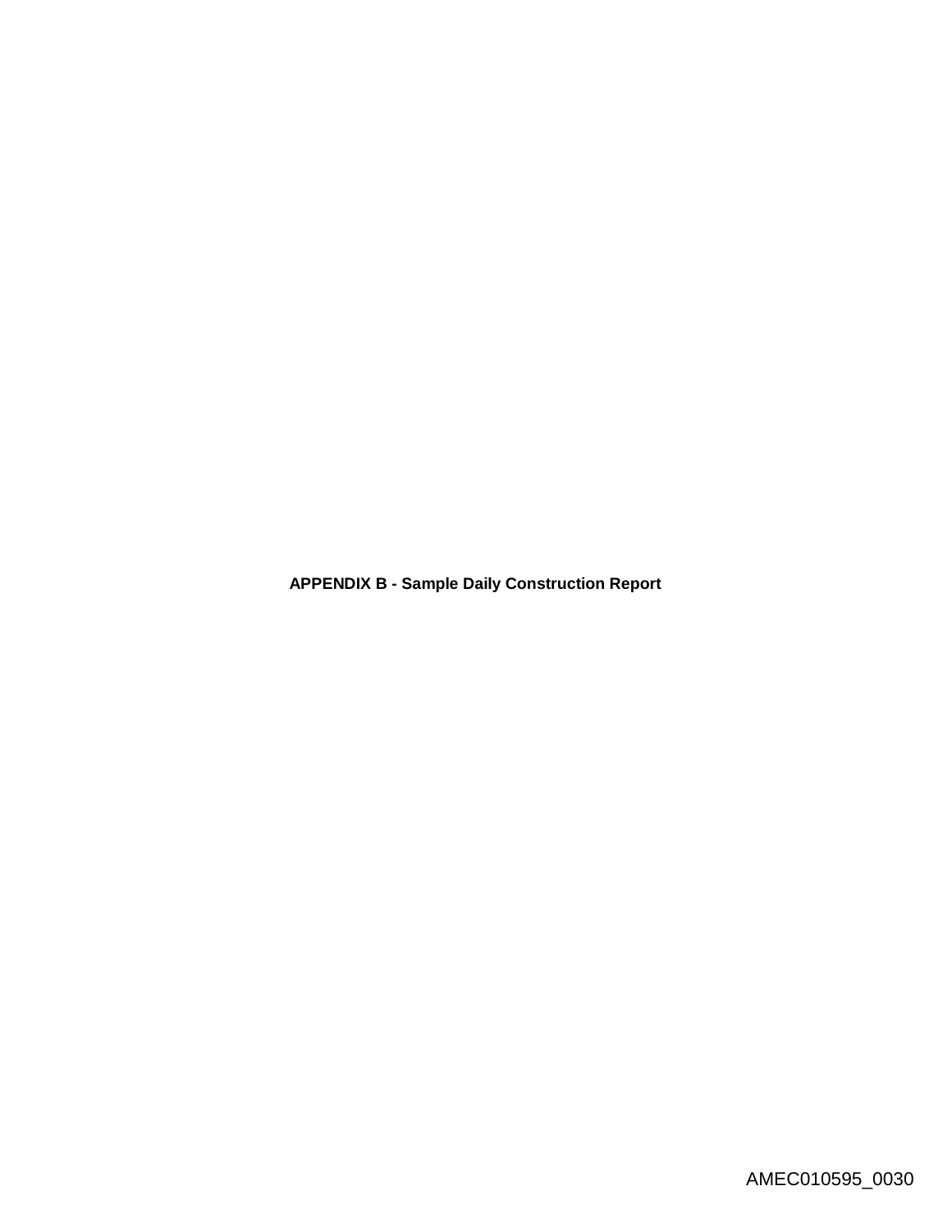**APPENDIX B - Sample Daily Construction Report**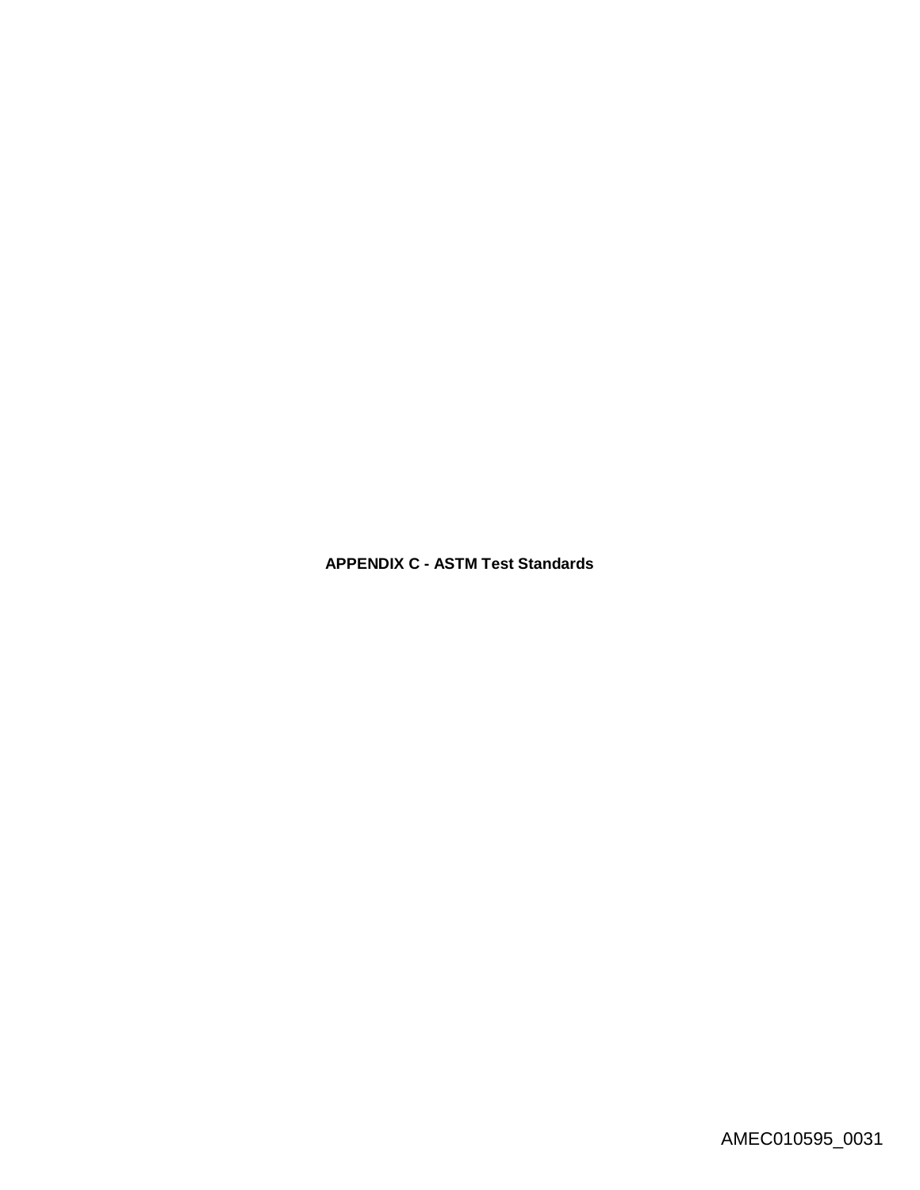**APPENDIX C - ASTM Test Standards**

AMEC010595_0031